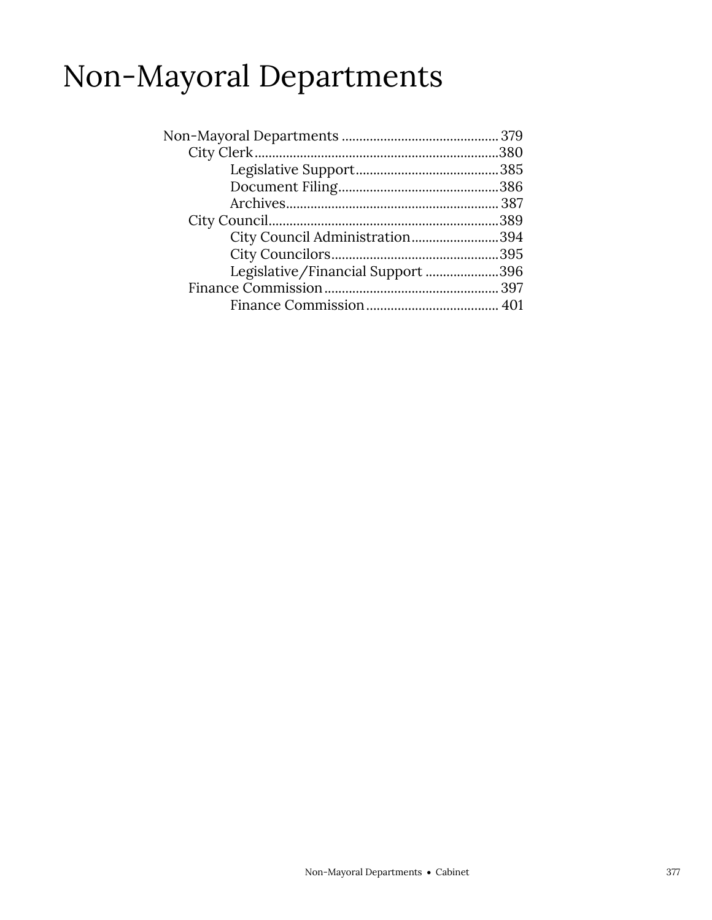# Non-Mayoral Departments

- Non-Mayoral Departments ............................................ 379
  - City Clerk ..................................................................... 380
    - Legislative Support ........................................ 385
    - Document Filing ............................................. 386
    - Archives ............................................................ 387
  - City Council ................................................................. 389
    - City Council Administration ......................... 394
    - City Councilors ................................................ 395
    - Legislative/Financial Support ..................... 396
  - Finance Commission .................................................. 397
    - Finance Commission ...................................... 401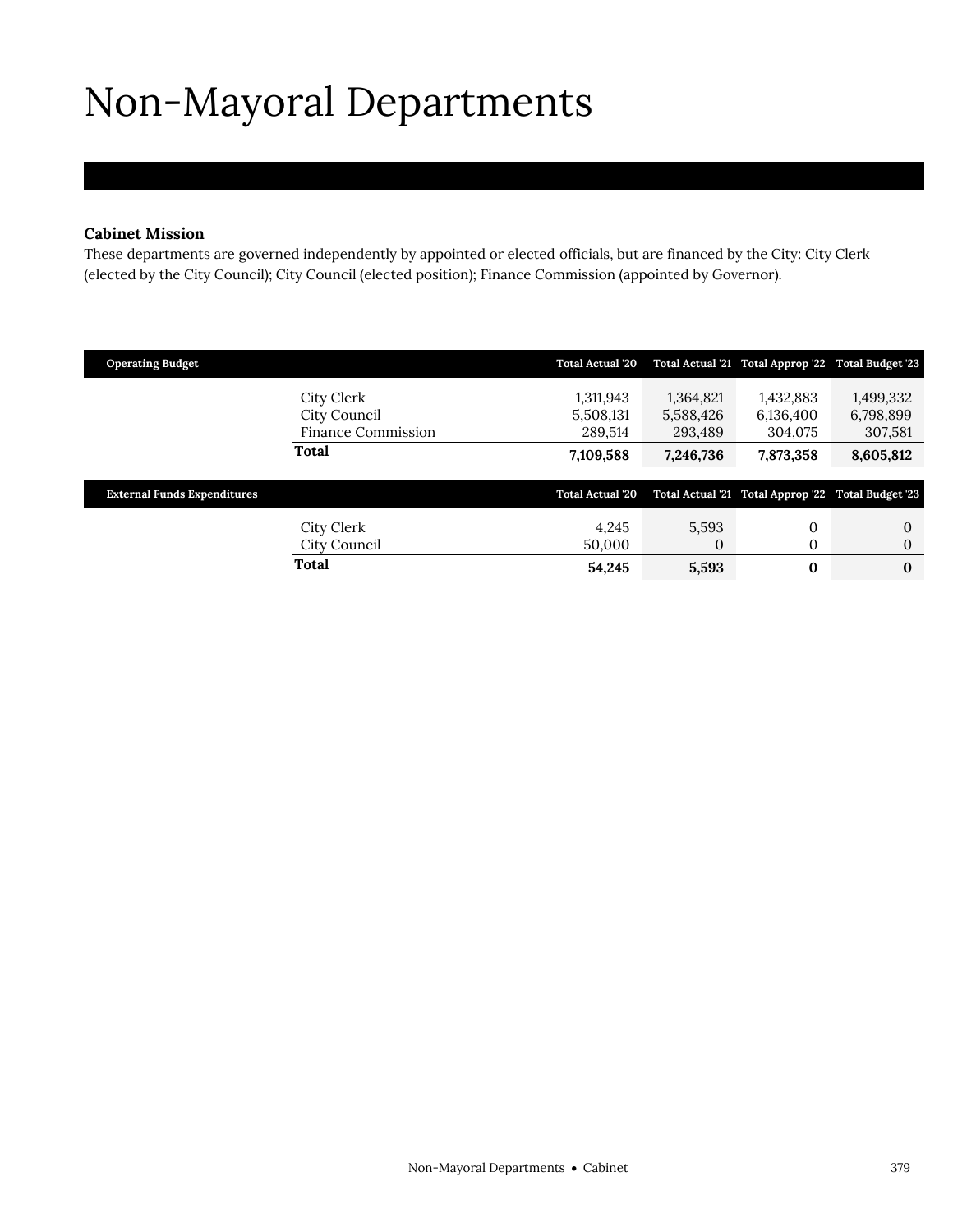# Non-Mayoral Departments

## Cabinet Mission

These departments are governed independently by appointed or elected officials, but are financed by the City: City Clerk (elected by the City Council); City Council (elected position); Finance Commission (appointed by Governor).

| Operating Budget | Total Actual '20 | Total Actual '21 | Total Approp '22 | Total Budget '23 |
|---|---|---|---|---|
| City Clerk | 1,311,943 | 1,364,821 | 1,432,883 | 1,499,332 |
| City Council | 5,508,131 | 5,588,426 | 6,136,400 | 6,798,899 |
| Finance Commission | 289,514 | 293,489 | 304,075 | 307,581 |
| **Total** | **7,109,588** | **7,246,736** | **7,873,358** | **8,605,812** |

| External Funds Expenditures | Total Actual '20 | Total Actual '21 | Total Approp '22 | Total Budget '23 |
|---|---|---|---|---|
| City Clerk | 4,245 | 5,593 | 0 | 0 |
| City Council | 50,000 | 0 | 0 | 0 |
| **Total** | **54,245** | **5,593** | **0** | **0** |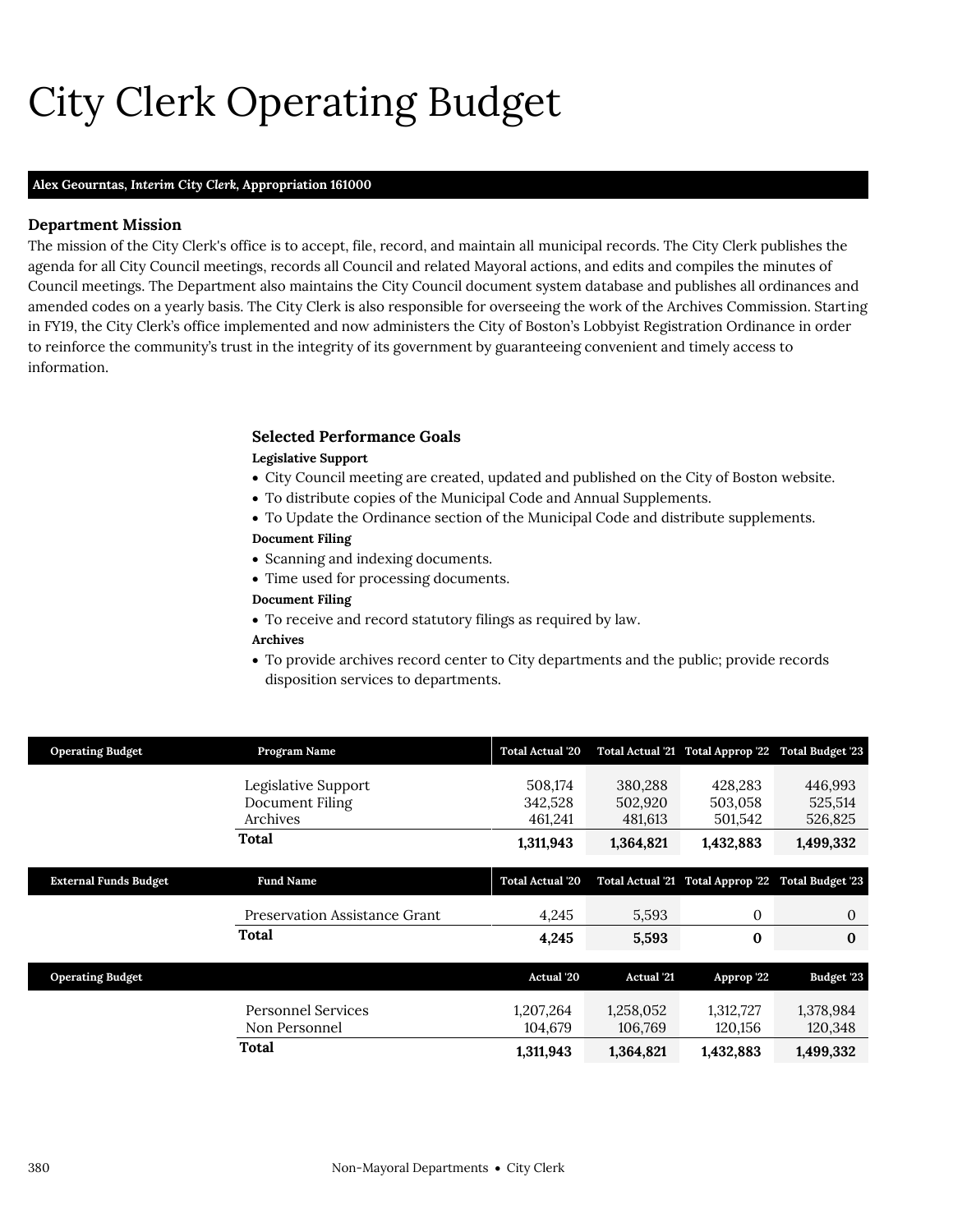# City Clerk Operating Budget

**Alex Geourntas, *Interim City Clerk*, Appropriation 161000**

### Department Mission

The mission of the City Clerk's office is to accept, file, record, and maintain all municipal records. The City Clerk publishes the agenda for all City Council meetings, records all Council and related Mayoral actions, and edits and compiles the minutes of Council meetings. The Department also maintains the City Council document system database and publishes all ordinances and amended codes on a yearly basis. The City Clerk is also responsible for overseeing the work of the Archives Commission. Starting in FY19, the City Clerk's office implemented and now administers the City of Boston's Lobbyist Registration Ordinance in order to reinforce the community's trust in the integrity of its government by guaranteeing convenient and timely access to information.

### Selected Performance Goals

**Legislative Support**

- City Council meeting are created, updated and published on the City of Boston website.
- To distribute copies of the Municipal Code and Annual Supplements.
- To Update the Ordinance section of the Municipal Code and distribute supplements.

**Document Filing**

- Scanning and indexing documents.
- Time used for processing documents.

**Document Filing**

- To receive and record statutory filings as required by law.

**Archives**

- To provide archives record center to City departments and the public; provide records disposition services to departments.

| Operating Budget | Program Name | Total Actual '20 | Total Actual '21 | Total Approp '22 | Total Budget '23 |
|---|---|---|---|---|---|
| | Legislative Support | 508,174 | 380,288 | 428,283 | 446,993 |
| | Document Filing | 342,528 | 502,920 | 503,058 | 525,514 |
| | Archives | 461,241 | 481,613 | 501,542 | 526,825 |
| | **Total** | **1,311,943** | **1,364,821** | **1,432,883** | **1,499,332** |

| External Funds Budget | Fund Name | Total Actual '20 | Total Actual '21 | Total Approp '22 | Total Budget '23 |
|---|---|---|---|---|---|
| | Preservation Assistance Grant | 4,245 | 5,593 | 0 | 0 |
| | **Total** | **4,245** | **5,593** | **0** | **0** |

| Operating Budget | | Actual '20 | Actual '21 | Approp '22 | Budget '23 |
|---|---|---|---|---|---|
| | Personnel Services | 1,207,264 | 1,258,052 | 1,312,727 | 1,378,984 |
| | Non Personnel | 104,679 | 106,769 | 120,156 | 120,348 |
| | **Total** | **1,311,943** | **1,364,821** | **1,432,883** | **1,499,332** |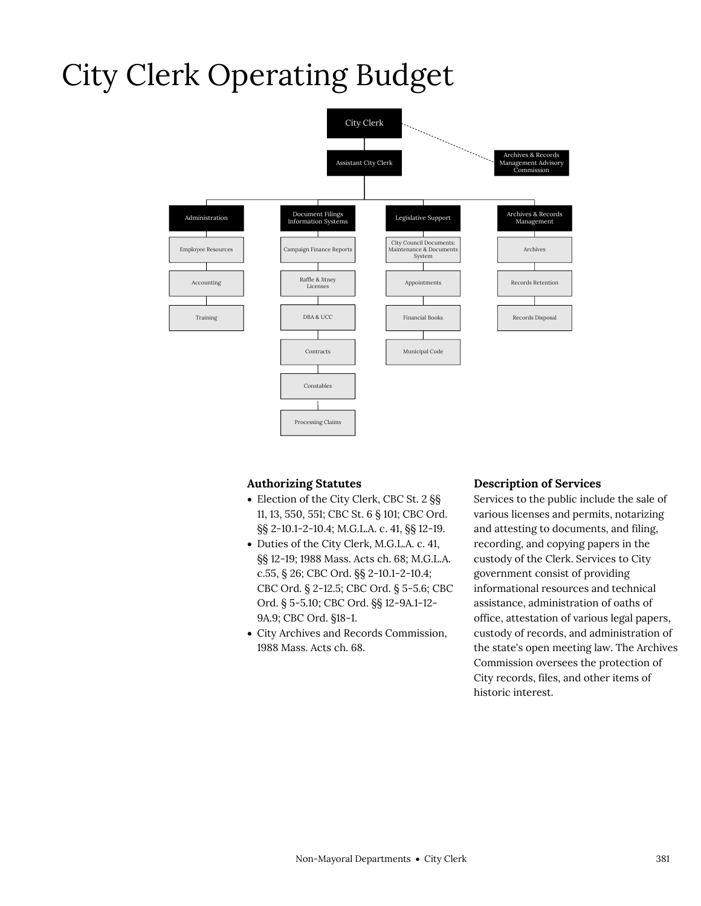# City Clerk Operating Budget

City Clerk

Assistant City Clerk

Archives & Records Management Advisory Commission

- Administration
  - Employee Resources
  - Accounting
  - Training
- Document Filings Information Systems
  - Campaign Finance Reports
  - Raffle & Jitney Licenses
  - DBA & UCC
  - Contracts
  - Constables
  - Processing Claims
- Legislative Support
  - City Council Documents: Maintenance & Documents System
  - Appointments
  - Financial Books
  - Municipal Code
- Archives & Records Management
  - Archives
  - Records Retention
  - Records Disposal

### Authorizing Statutes

- Election of the City Clerk, CBC St. 2 §§ 11, 13, 550, 551; CBC St. 6 § 101; CBC Ord. §§ 2-10.1-2-10.4; M.G.L.A. c. 41, §§ 12-19.
- Duties of the City Clerk, M.G.L.A. c. 41, §§ 12-19; 1988 Mass. Acts ch. 68; M.G.L.A. c.55, § 26; CBC Ord. §§ 2-10.1-2-10.4; CBC Ord. § 2-12.5; CBC Ord. § 5-5.6; CBC Ord. § 5-5.10; CBC Ord. §§ 12-9A.1-12-9A.9; CBC Ord. §18-1.
- City Archives and Records Commission, 1988 Mass. Acts ch. 68.

### Description of Services

Services to the public include the sale of various licenses and permits, notarizing and attesting to documents, and filing, recording, and copying papers in the custody of the Clerk. Services to City government consist of providing informational resources and technical assistance, administration of oaths of office, attestation of various legal papers, custody of records, and administration of the state's open meeting law. The Archives Commission oversees the protection of City records, files, and other items of historic interest.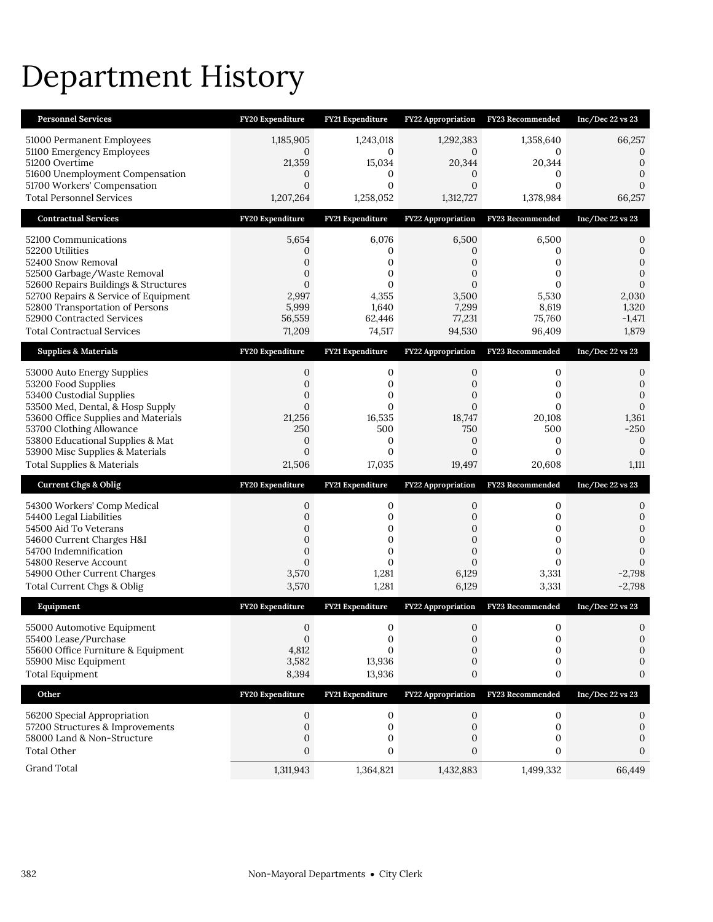# Department History

| Personnel Services | FY20 Expenditure | FY21 Expenditure | FY22 Appropriation | FY23 Recommended | Inc/Dec 22 vs 23 |
|---|---|---|---|---|---|
| 51000 Permanent Employees | 1,185,905 | 1,243,018 | 1,292,383 | 1,358,640 | 66,257 |
| 51100 Emergency Employees | 0 | 0 | 0 | 0 | 0 |
| 51200 Overtime | 21,359 | 15,034 | 20,344 | 20,344 | 0 |
| 51600 Unemployment Compensation | 0 | 0 | 0 | 0 | 0 |
| 51700 Workers' Compensation | 0 | 0 | 0 | 0 | 0 |
| Total Personnel Services | 1,207,264 | 1,258,052 | 1,312,727 | 1,378,984 | 66,257 |

| Contractual Services | FY20 Expenditure | FY21 Expenditure | FY22 Appropriation | FY23 Recommended | Inc/Dec 22 vs 23 |
|---|---|---|---|---|---|
| 52100 Communications | 5,654 | 6,076 | 6,500 | 6,500 | 0 |
| 52200 Utilities | 0 | 0 | 0 | 0 | 0 |
| 52400 Snow Removal | 0 | 0 | 0 | 0 | 0 |
| 52500 Garbage/Waste Removal | 0 | 0 | 0 | 0 | 0 |
| 52600 Repairs Buildings & Structures | 0 | 0 | 0 | 0 | 0 |
| 52700 Repairs & Service of Equipment | 2,997 | 4,355 | 3,500 | 5,530 | 2,030 |
| 52800 Transportation of Persons | 5,999 | 1,640 | 7,299 | 8,619 | 1,320 |
| 52900 Contracted Services | 56,559 | 62,446 | 77,231 | 75,760 | -1,471 |
| Total Contractual Services | 71,209 | 74,517 | 94,530 | 96,409 | 1,879 |

| Supplies & Materials | FY20 Expenditure | FY21 Expenditure | FY22 Appropriation | FY23 Recommended | Inc/Dec 22 vs 23 |
|---|---|---|---|---|---|
| 53000 Auto Energy Supplies | 0 | 0 | 0 | 0 | 0 |
| 53200 Food Supplies | 0 | 0 | 0 | 0 | 0 |
| 53400 Custodial Supplies | 0 | 0 | 0 | 0 | 0 |
| 53500 Med, Dental, & Hosp Supply | 0 | 0 | 0 | 0 | 0 |
| 53600 Office Supplies and Materials | 21,256 | 16,535 | 18,747 | 20,108 | 1,361 |
| 53700 Clothing Allowance | 250 | 500 | 750 | 500 | -250 |
| 53800 Educational Supplies & Mat | 0 | 0 | 0 | 0 | 0 |
| 53900 Misc Supplies & Materials | 0 | 0 | 0 | 0 | 0 |
| Total Supplies & Materials | 21,506 | 17,035 | 19,497 | 20,608 | 1,111 |

| Current Chgs & Oblig | FY20 Expenditure | FY21 Expenditure | FY22 Appropriation | FY23 Recommended | Inc/Dec 22 vs 23 |
|---|---|---|---|---|---|
| 54300 Workers' Comp Medical | 0 | 0 | 0 | 0 | 0 |
| 54400 Legal Liabilities | 0 | 0 | 0 | 0 | 0 |
| 54500 Aid To Veterans | 0 | 0 | 0 | 0 | 0 |
| 54600 Current Charges H&I | 0 | 0 | 0 | 0 | 0 |
| 54700 Indemnification | 0 | 0 | 0 | 0 | 0 |
| 54800 Reserve Account | 0 | 0 | 0 | 0 | 0 |
| 54900 Other Current Charges | 3,570 | 1,281 | 6,129 | 3,331 | -2,798 |
| Total Current Chgs & Oblig | 3,570 | 1,281 | 6,129 | 3,331 | -2,798 |

| Equipment | FY20 Expenditure | FY21 Expenditure | FY22 Appropriation | FY23 Recommended | Inc/Dec 22 vs 23 |
|---|---|---|---|---|---|
| 55000 Automotive Equipment | 0 | 0 | 0 | 0 | 0 |
| 55400 Lease/Purchase | 0 | 0 | 0 | 0 | 0 |
| 55600 Office Furniture & Equipment | 4,812 | 0 | 0 | 0 | 0 |
| 55900 Misc Equipment | 3,582 | 13,936 | 0 | 0 | 0 |
| Total Equipment | 8,394 | 13,936 | 0 | 0 | 0 |

| Other | FY20 Expenditure | FY21 Expenditure | FY22 Appropriation | FY23 Recommended | Inc/Dec 22 vs 23 |
|---|---|---|---|---|---|
| 56200 Special Appropriation | 0 | 0 | 0 | 0 | 0 |
| 57200 Structures & Improvements | 0 | 0 | 0 | 0 | 0 |
| 58000 Land & Non-Structure | 0 | 0 | 0 | 0 | 0 |
| Total Other | 0 | 0 | 0 | 0 | 0 |
| Grand Total | 1,311,943 | 1,364,821 | 1,432,883 | 1,499,332 | 66,449 |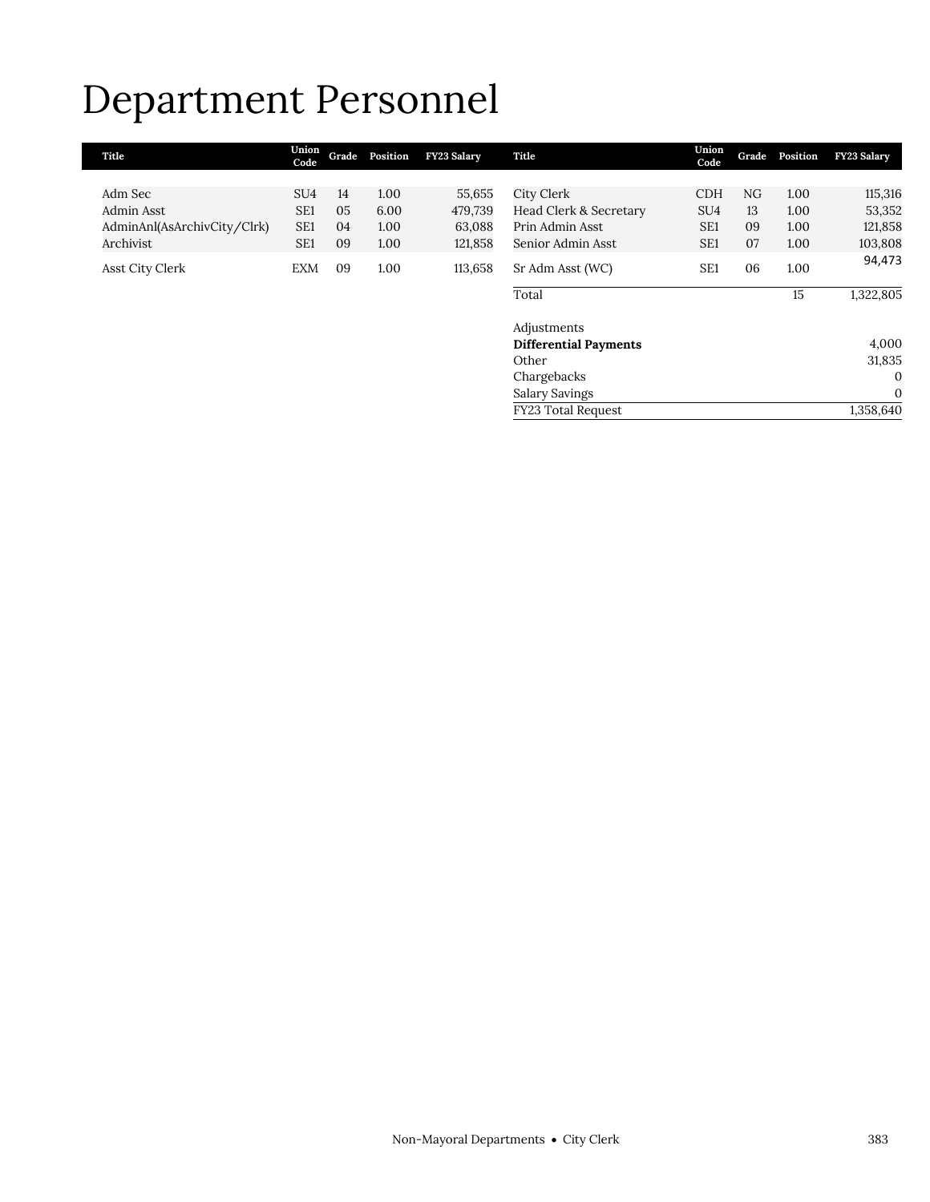# Department Personnel

| Title | Union Code | Grade | Position | FY23 Salary | Title | Union Code | Grade | Position | FY23 Salary |
|---|---|---|---|---|---|---|---|---|---|
| Adm Sec | SU4 | 14 | 1.00 | 55,655 | City Clerk | CDH | NG | 1.00 | 115,316 |
| Admin Asst | SE1 | 05 | 6.00 | 479,739 | Head Clerk & Secretary | SU4 | 13 | 1.00 | 53,352 |
| AdminAnl(AsArchivCity/Clrk) | SE1 | 04 | 1.00 | 63,088 | Prin Admin Asst | SE1 | 09 | 1.00 | 121,858 |
| Archivist | SE1 | 09 | 1.00 | 121,858 | Senior Admin Asst | SE1 | 07 | 1.00 | 103,808 |
| Asst City Clerk | EXM | 09 | 1.00 | 113,658 | Sr Adm Asst (WC) | SE1 | 06 | 1.00 | 94,473 |
| | | | | | Total | | | 15 | 1,322,805 |
| | | | | | | | | | |
| | | | | | Adjustments | | | | |
| | | | | | **Differential Payments** | | | | 4,000 |
| | | | | | Other | | | | 31,835 |
| | | | | | Chargebacks | | | | 0 |
| | | | | | Salary Savings | | | | 0 |
| | | | | | FY23 Total Request | | | | 1,358,640 |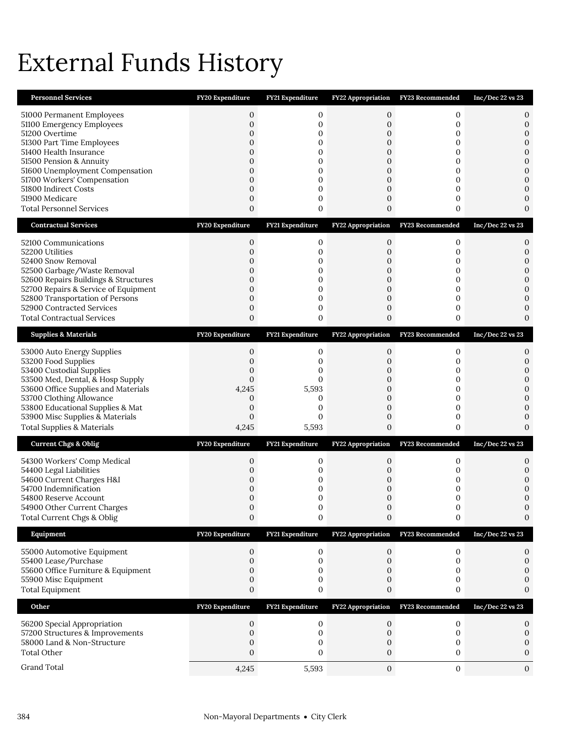# External Funds History

| Personnel Services | FY20 Expenditure | FY21 Expenditure | FY22 Appropriation | FY23 Recommended | Inc/Dec 22 vs 23 |
|---|---|---|---|---|---|
| 51000 Permanent Employees | 0 | 0 | 0 | 0 | 0 |
| 51100 Emergency Employees | 0 | 0 | 0 | 0 | 0 |
| 51200 Overtime | 0 | 0 | 0 | 0 | 0 |
| 51300 Part Time Employees | 0 | 0 | 0 | 0 | 0 |
| 51400 Health Insurance | 0 | 0 | 0 | 0 | 0 |
| 51500 Pension & Annuity | 0 | 0 | 0 | 0 | 0 |
| 51600 Unemployment Compensation | 0 | 0 | 0 | 0 | 0 |
| 51700 Workers' Compensation | 0 | 0 | 0 | 0 | 0 |
| 51800 Indirect Costs | 0 | 0 | 0 | 0 | 0 |
| 51900 Medicare | 0 | 0 | 0 | 0 | 0 |
| Total Personnel Services | 0 | 0 | 0 | 0 | 0 |

| Contractual Services | FY20 Expenditure | FY21 Expenditure | FY22 Appropriation | FY23 Recommended | Inc/Dec 22 vs 23 |
|---|---|---|---|---|---|
| 52100 Communications | 0 | 0 | 0 | 0 | 0 |
| 52200 Utilities | 0 | 0 | 0 | 0 | 0 |
| 52400 Snow Removal | 0 | 0 | 0 | 0 | 0 |
| 52500 Garbage/Waste Removal | 0 | 0 | 0 | 0 | 0 |
| 52600 Repairs Buildings & Structures | 0 | 0 | 0 | 0 | 0 |
| 52700 Repairs & Service of Equipment | 0 | 0 | 0 | 0 | 0 |
| 52800 Transportation of Persons | 0 | 0 | 0 | 0 | 0 |
| 52900 Contracted Services | 0 | 0 | 0 | 0 | 0 |
| Total Contractual Services | 0 | 0 | 0 | 0 | 0 |

| Supplies & Materials | FY20 Expenditure | FY21 Expenditure | FY22 Appropriation | FY23 Recommended | Inc/Dec 22 vs 23 |
|---|---|---|---|---|---|
| 53000 Auto Energy Supplies | 0 | 0 | 0 | 0 | 0 |
| 53200 Food Supplies | 0 | 0 | 0 | 0 | 0 |
| 53400 Custodial Supplies | 0 | 0 | 0 | 0 | 0 |
| 53500 Med, Dental, & Hosp Supply | 0 | 0 | 0 | 0 | 0 |
| 53600 Office Supplies and Materials | 4,245 | 5,593 | 0 | 0 | 0 |
| 53700 Clothing Allowance | 0 | 0 | 0 | 0 | 0 |
| 53800 Educational Supplies & Mat | 0 | 0 | 0 | 0 | 0 |
| 53900 Misc Supplies & Materials | 0 | 0 | 0 | 0 | 0 |
| Total Supplies & Materials | 4,245 | 5,593 | 0 | 0 | 0 |

| Current Chgs & Oblig | FY20 Expenditure | FY21 Expenditure | FY22 Appropriation | FY23 Recommended | Inc/Dec 22 vs 23 |
|---|---|---|---|---|---|
| 54300 Workers' Comp Medical | 0 | 0 | 0 | 0 | 0 |
| 54400 Legal Liabilities | 0 | 0 | 0 | 0 | 0 |
| 54600 Current Charges H&I | 0 | 0 | 0 | 0 | 0 |
| 54700 Indemnification | 0 | 0 | 0 | 0 | 0 |
| 54800 Reserve Account | 0 | 0 | 0 | 0 | 0 |
| 54900 Other Current Charges | 0 | 0 | 0 | 0 | 0 |
| Total Current Chgs & Oblig | 0 | 0 | 0 | 0 | 0 |

| Equipment | FY20 Expenditure | FY21 Expenditure | FY22 Appropriation | FY23 Recommended | Inc/Dec 22 vs 23 |
|---|---|---|---|---|---|
| 55000 Automotive Equipment | 0 | 0 | 0 | 0 | 0 |
| 55400 Lease/Purchase | 0 | 0 | 0 | 0 | 0 |
| 55600 Office Furniture & Equipment | 0 | 0 | 0 | 0 | 0 |
| 55900 Misc Equipment | 0 | 0 | 0 | 0 | 0 |
| Total Equipment | 0 | 0 | 0 | 0 | 0 |

| Other | FY20 Expenditure | FY21 Expenditure | FY22 Appropriation | FY23 Recommended | Inc/Dec 22 vs 23 |
|---|---|---|---|---|---|
| 56200 Special Appropriation | 0 | 0 | 0 | 0 | 0 |
| 57200 Structures & Improvements | 0 | 0 | 0 | 0 | 0 |
| 58000 Land & Non-Structure | 0 | 0 | 0 | 0 | 0 |
| Total Other | 0 | 0 | 0 | 0 | 0 |
| Grand Total | 4,245 | 5,593 | 0 | 0 | 0 |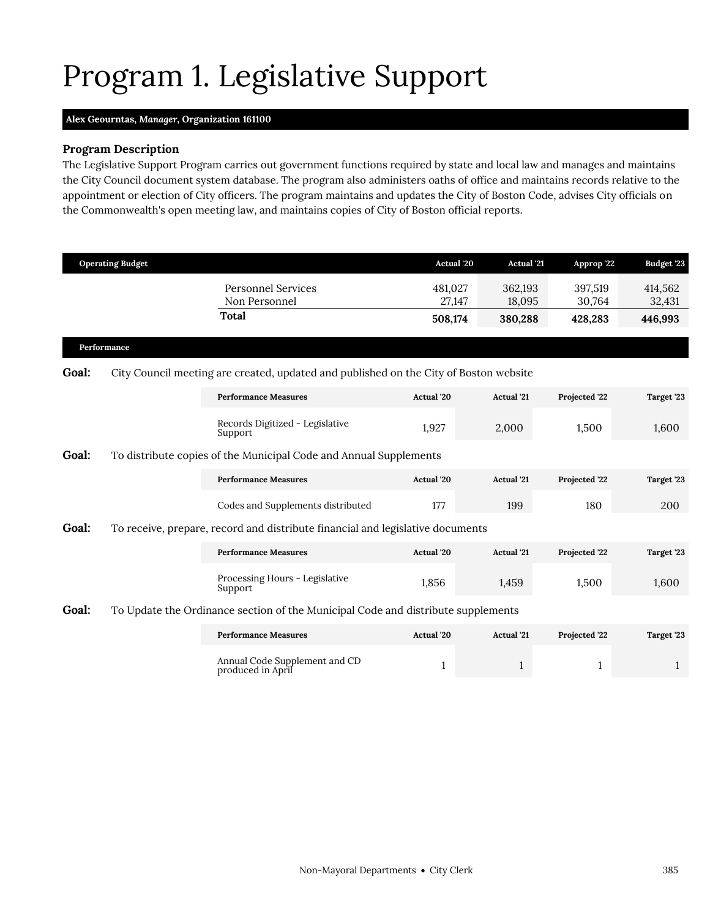# Program 1. Legislative Support

**Alex Geourntas, *Manager*, Organization 161100**

### Program Description

The Legislative Support Program carries out government functions required by state and local law and manages and maintains the City Council document system database. The program also administers oaths of office and maintains records relative to the appointment or election of City officers. The program maintains and updates the City of Boston Code, advises City officials on the Commonwealth's open meeting law, and maintains copies of City of Boston official reports.

| Operating Budget | Actual '20 | Actual '21 | Approp '22 | Budget '23 |
|---|---|---|---|---|
| Personnel Services | 481,027 | 362,193 | 397,519 | 414,562 |
| Non Personnel | 27,147 | 18,095 | 30,764 | 32,431 |
| **Total** | **508,174** | **380,288** | **428,283** | **446,993** |

**Performance**

**Goal:** City Council meeting are created, updated and published on the City of Boston website

| Performance Measures | Actual '20 | Actual '21 | Projected '22 | Target '23 |
|---|---|---|---|---|
| Records Digitized - Legislative Support | 1,927 | 2,000 | 1,500 | 1,600 |

**Goal:** To distribute copies of the Municipal Code and Annual Supplements

| Performance Measures | Actual '20 | Actual '21 | Projected '22 | Target '23 |
|---|---|---|---|---|
| Codes and Supplements distributed | 177 | 199 | 180 | 200 |

**Goal:** To receive, prepare, record and distribute financial and legislative documents

| Performance Measures | Actual '20 | Actual '21 | Projected '22 | Target '23 |
|---|---|---|---|---|
| Processing Hours - Legislative Support | 1,856 | 1,459 | 1,500 | 1,600 |

**Goal:** To Update the Ordinance section of the Municipal Code and distribute supplements

| Performance Measures | Actual '20 | Actual '21 | Projected '22 | Target '23 |
|---|---|---|---|---|
| Annual Code Supplement and CD produced in April | 1 | 1 | 1 | 1 |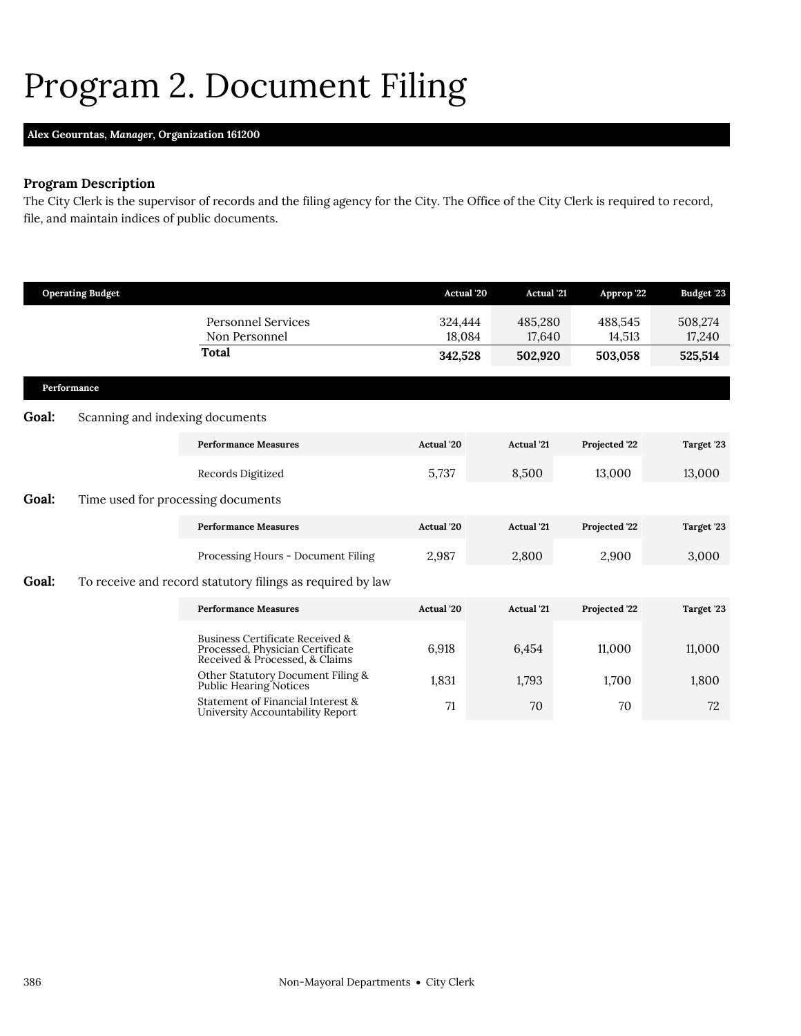# Program 2. Document Filing

**Alex Geourntas, *Manager*, Organization 161200**

### Program Description

The City Clerk is the supervisor of records and the filing agency for the City. The Office of the City Clerk is required to record, file, and maintain indices of public documents.

| Operating Budget | Actual '20 | Actual '21 | Approp '22 | Budget '23 |
|---|---|---|---|---|
| Personnel Services | 324,444 | 485,280 | 488,545 | 508,274 |
| Non Personnel | 18,084 | 17,640 | 14,513 | 17,240 |
| **Total** | **342,528** | **502,920** | **503,058** | **525,514** |

## Performance

**Goal:** Scanning and indexing documents

| Performance Measures | Actual '20 | Actual '21 | Projected '22 | Target '23 |
|---|---|---|---|---|
| Records Digitized | 5,737 | 8,500 | 13,000 | 13,000 |

**Goal:** Time used for processing documents

| Performance Measures | Actual '20 | Actual '21 | Projected '22 | Target '23 |
|---|---|---|---|---|
| Processing Hours - Document Filing | 2,987 | 2,800 | 2,900 | 3,000 |

**Goal:** To receive and record statutory filings as required by law

| Performance Measures | Actual '20 | Actual '21 | Projected '22 | Target '23 |
|---|---|---|---|---|
| Business Certificate Received & Processed, Physician Certificate Received & Processed, & Claims | 6,918 | 6,454 | 11,000 | 11,000 |
| Other Statutory Document Filing & Public Hearing Notices | 1,831 | 1,793 | 1,700 | 1,800 |
| Statement of Financial Interest & University Accountability Report | 71 | 70 | 70 | 72 |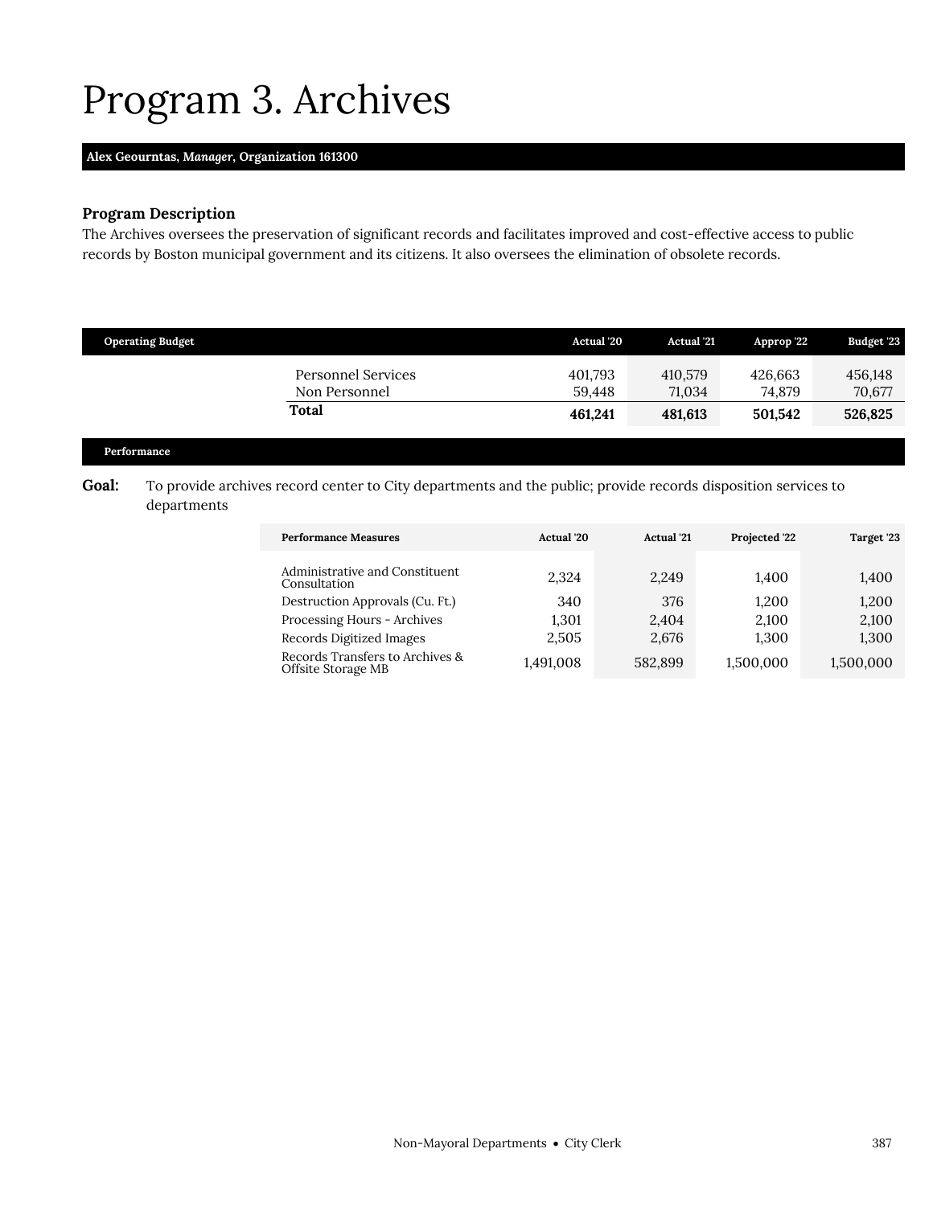# Program 3. Archives

**Alex Geourntas, *Manager*, Organization 161300**

### Program Description

The Archives oversees the preservation of significant records and facilitates improved and cost-effective access to public records by Boston municipal government and its citizens. It also oversees the elimination of obsolete records.

| Operating Budget | Actual '20 | Actual '21 | Approp '22 | Budget '23 |
|---|---|---|---|---|
| Personnel Services | 401,793 | 410,579 | 426,663 | 456,148 |
| Non Personnel | 59,448 | 71,034 | 74,879 | 70,677 |
| **Total** | **461,241** | **481,613** | **501,542** | **526,825** |

### Performance

**Goal:** To provide archives record center to City departments and the public; provide records disposition services to departments

| Performance Measures | Actual '20 | Actual '21 | Projected '22 | Target '23 |
|---|---|---|---|---|
| Administrative and Constituent Consultation | 2,324 | 2,249 | 1,400 | 1,400 |
| Destruction Approvals (Cu. Ft.) | 340 | 376 | 1,200 | 1,200 |
| Processing Hours - Archives | 1,301 | 2,404 | 2,100 | 2,100 |
| Records Digitized Images | 2,505 | 2,676 | 1,300 | 1,300 |
| Records Transfers to Archives & Offsite Storage MB | 1,491,008 | 582,899 | 1,500,000 | 1,500,000 |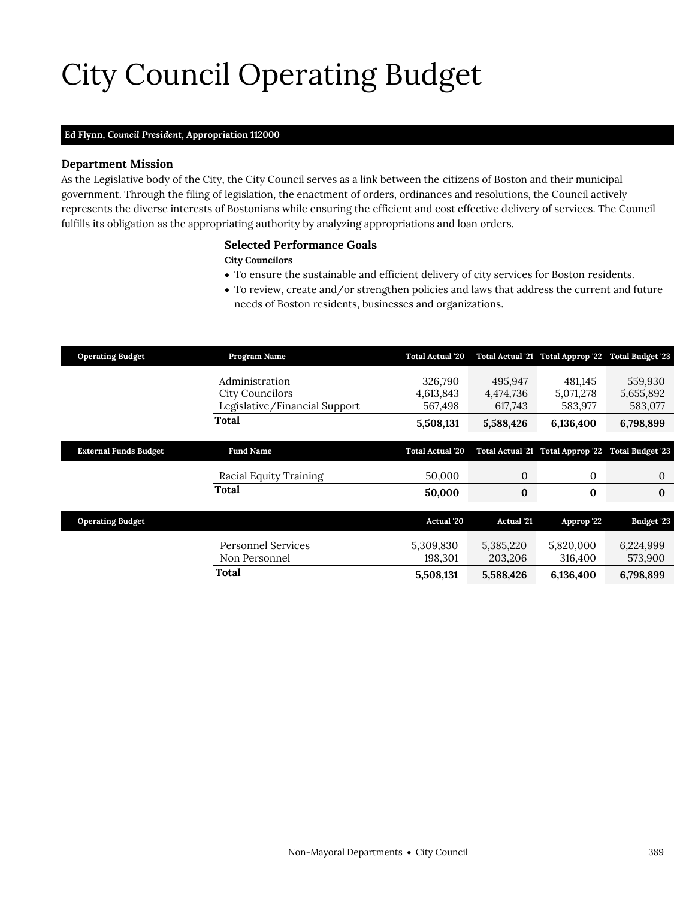# City Council Operating Budget

**Ed Flynn, *Council President*, Appropriation 112000**

### Department Mission

As the Legislative body of the City, the City Council serves as a link between the citizens of Boston and their municipal government. Through the filing of legislation, the enactment of orders, ordinances and resolutions, the Council actively represents the diverse interests of Bostonians while ensuring the efficient and cost effective delivery of services. The Council fulfills its obligation as the appropriating authority by analyzing appropriations and loan orders.

### Selected Performance Goals

**City Councilors**

- To ensure the sustainable and efficient delivery of city services for Boston residents.
- To review, create and/or strengthen policies and laws that address the current and future needs of Boston residents, businesses and organizations.

| Operating Budget | Program Name | Total Actual '20 | Total Actual '21 | Total Approp '22 | Total Budget '23 |
|---|---|---|---|---|---|
| | Administration | 326,790 | 495,947 | 481,145 | 559,930 |
| | City Councilors | 4,613,843 | 4,474,736 | 5,071,278 | 5,655,892 |
| | Legislative/Financial Support | 567,498 | 617,743 | 583,977 | 583,077 |
| | **Total** | **5,508,131** | **5,588,426** | **6,136,400** | **6,798,899** |

| External Funds Budget | Fund Name | Total Actual '20 | Total Actual '21 | Total Approp '22 | Total Budget '23 |
|---|---|---|---|---|---|
| | Racial Equity Training | 50,000 | 0 | 0 | 0 |
| | **Total** | **50,000** | **0** | **0** | **0** |

| Operating Budget | | Actual '20 | Actual '21 | Approp '22 | Budget '23 |
|---|---|---|---|---|---|
| | Personnel Services | 5,309,830 | 5,385,220 | 5,820,000 | 6,224,999 |
| | Non Personnel | 198,301 | 203,206 | 316,400 | 573,900 |
| | **Total** | **5,508,131** | **5,588,426** | **6,136,400** | **6,798,899** |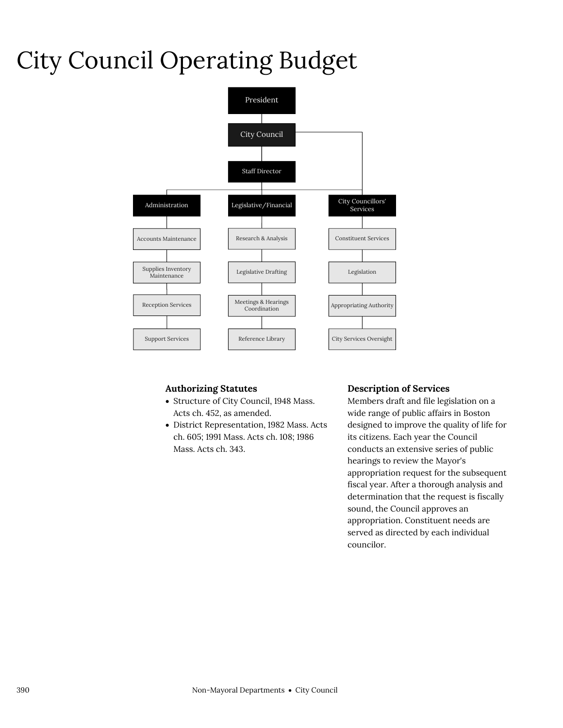# City Council Operating Budget

- President
  - City Council
    - Staff Director
      - Administration
        - Accounts Maintenance
        - Supplies Inventory Maintenance
        - Reception Services
        - Support Services
      - Legislative/Financial
        - Research & Analysis
        - Legislative Drafting
        - Meetings & Hearings Coordination
        - Reference Library
    - City Councillors' Services
      - Constituent Services
      - Legislation
      - Appropriating Authority
      - City Services Oversight

**Authorizing Statutes**

- Structure of City Council, 1948 Mass. Acts ch. 452, as amended.
- District Representation, 1982 Mass. Acts ch. 605; 1991 Mass. Acts ch. 108; 1986 Mass. Acts ch. 343.

**Description of Services**

Members draft and file legislation on a wide range of public affairs in Boston designed to improve the quality of life for its citizens. Each year the Council conducts an extensive series of public hearings to review the Mayor's appropriation request for the subsequent fiscal year. After a thorough analysis and determination that the request is fiscally sound, the Council approves an appropriation. Constituent needs are served as directed by each individual councilor.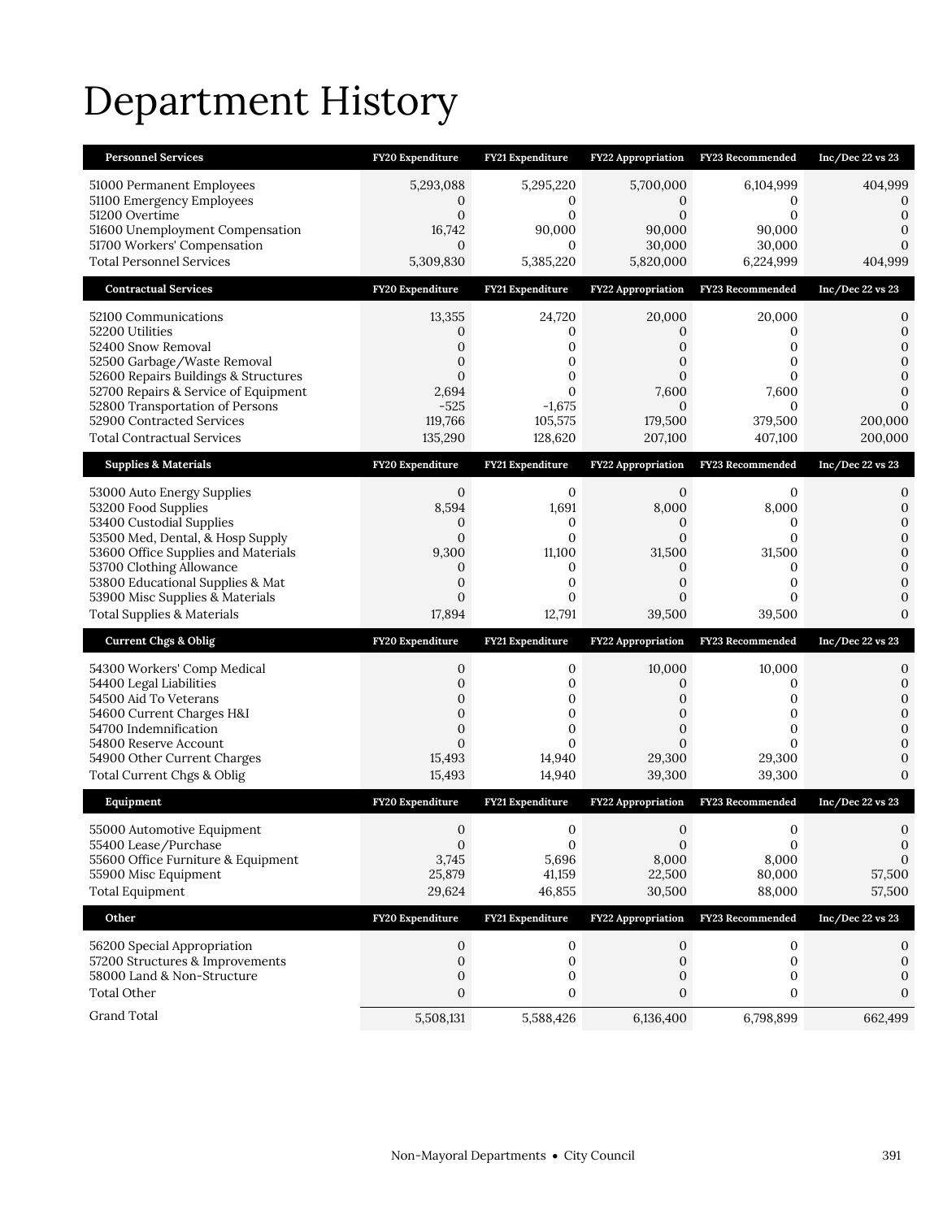# Department History

| Personnel Services | FY20 Expenditure | FY21 Expenditure | FY22 Appropriation | FY23 Recommended | Inc/Dec 22 vs 23 |
|---|---|---|---|---|---|
| 51000 Permanent Employees | 5,293,088 | 5,295,220 | 5,700,000 | 6,104,999 | 404,999 |
| 51100 Emergency Employees | 0 | 0 | 0 | 0 | 0 |
| 51200 Overtime | 0 | 0 | 0 | 0 | 0 |
| 51600 Unemployment Compensation | 16,742 | 90,000 | 90,000 | 90,000 | 0 |
| 51700 Workers' Compensation | 0 | 0 | 30,000 | 30,000 | 0 |
| Total Personnel Services | 5,309,830 | 5,385,220 | 5,820,000 | 6,224,999 | 404,999 |

| Contractual Services | FY20 Expenditure | FY21 Expenditure | FY22 Appropriation | FY23 Recommended | Inc/Dec 22 vs 23 |
|---|---|---|---|---|---|
| 52100 Communications | 13,355 | 24,720 | 20,000 | 20,000 | 0 |
| 52200 Utilities | 0 | 0 | 0 | 0 | 0 |
| 52400 Snow Removal | 0 | 0 | 0 | 0 | 0 |
| 52500 Garbage/Waste Removal | 0 | 0 | 0 | 0 | 0 |
| 52600 Repairs Buildings & Structures | 0 | 0 | 0 | 0 | 0 |
| 52700 Repairs & Service of Equipment | 2,694 | 0 | 7,600 | 7,600 | 0 |
| 52800 Transportation of Persons | -525 | -1,675 | 0 | 0 | 0 |
| 52900 Contracted Services | 119,766 | 105,575 | 179,500 | 379,500 | 200,000 |
| Total Contractual Services | 135,290 | 128,620 | 207,100 | 407,100 | 200,000 |

| Supplies & Materials | FY20 Expenditure | FY21 Expenditure | FY22 Appropriation | FY23 Recommended | Inc/Dec 22 vs 23 |
|---|---|---|---|---|---|
| 53000 Auto Energy Supplies | 0 | 0 | 0 | 0 | 0 |
| 53200 Food Supplies | 8,594 | 1,691 | 8,000 | 8,000 | 0 |
| 53400 Custodial Supplies | 0 | 0 | 0 | 0 | 0 |
| 53500 Med, Dental, & Hosp Supply | 0 | 0 | 0 | 0 | 0 |
| 53600 Office Supplies and Materials | 9,300 | 11,100 | 31,500 | 31,500 | 0 |
| 53700 Clothing Allowance | 0 | 0 | 0 | 0 | 0 |
| 53800 Educational Supplies & Mat | 0 | 0 | 0 | 0 | 0 |
| 53900 Misc Supplies & Materials | 0 | 0 | 0 | 0 | 0 |
| Total Supplies & Materials | 17,894 | 12,791 | 39,500 | 39,500 | 0 |

| Current Chgs & Oblig | FY20 Expenditure | FY21 Expenditure | FY22 Appropriation | FY23 Recommended | Inc/Dec 22 vs 23 |
|---|---|---|---|---|---|
| 54300 Workers' Comp Medical | 0 | 0 | 10,000 | 10,000 | 0 |
| 54400 Legal Liabilities | 0 | 0 | 0 | 0 | 0 |
| 54500 Aid To Veterans | 0 | 0 | 0 | 0 | 0 |
| 54600 Current Charges H&I | 0 | 0 | 0 | 0 | 0 |
| 54700 Indemnification | 0 | 0 | 0 | 0 | 0 |
| 54800 Reserve Account | 0 | 0 | 0 | 0 | 0 |
| 54900 Other Current Charges | 15,493 | 14,940 | 29,300 | 29,300 | 0 |
| Total Current Chgs & Oblig | 15,493 | 14,940 | 39,300 | 39,300 | 0 |

| Equipment | FY20 Expenditure | FY21 Expenditure | FY22 Appropriation | FY23 Recommended | Inc/Dec 22 vs 23 |
|---|---|---|---|---|---|
| 55000 Automotive Equipment | 0 | 0 | 0 | 0 | 0 |
| 55400 Lease/Purchase | 0 | 0 | 0 | 0 | 0 |
| 55600 Office Furniture & Equipment | 3,745 | 5,696 | 8,000 | 8,000 | 0 |
| 55900 Misc Equipment | 25,879 | 41,159 | 22,500 | 80,000 | 57,500 |
| Total Equipment | 29,624 | 46,855 | 30,500 | 88,000 | 57,500 |

| Other | FY20 Expenditure | FY21 Expenditure | FY22 Appropriation | FY23 Recommended | Inc/Dec 22 vs 23 |
|---|---|---|---|---|---|
| 56200 Special Appropriation | 0 | 0 | 0 | 0 | 0 |
| 57200 Structures & Improvements | 0 | 0 | 0 | 0 | 0 |
| 58000 Land & Non-Structure | 0 | 0 | 0 | 0 | 0 |
| Total Other | 0 | 0 | 0 | 0 | 0 |
| Grand Total | 5,508,131 | 5,588,426 | 6,136,400 | 6,798,899 | 662,499 |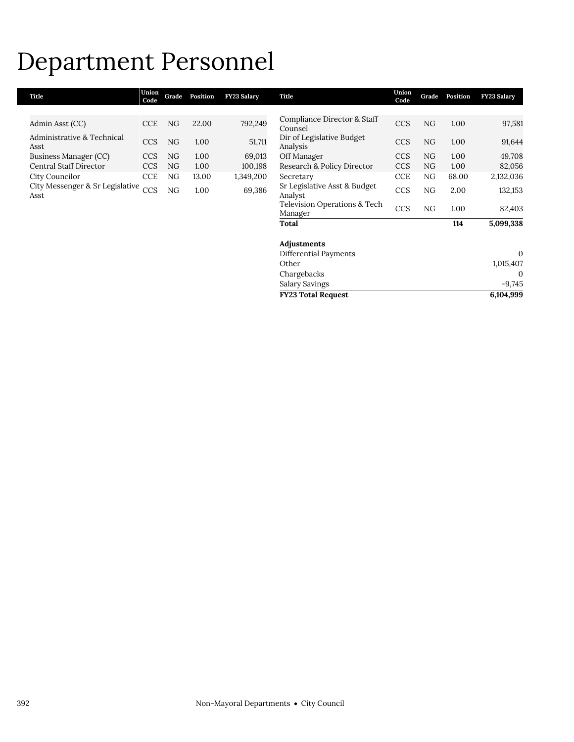# Department Personnel

| Title | Union Code | Grade | Position | FY23 Salary |
|---|---|---|---|---|
| Admin Asst (CC) | CCE | NG | 22.00 | 792,249 |
| Administrative & Technical Asst | CCS | NG | 1.00 | 51,711 |
| Business Manager (CC) | CCS | NG | 1.00 | 69,013 |
| Central Staff Director | CCS | NG | 1.00 | 100,198 |
| City Councilor | CCE | NG | 13.00 | 1,349,200 |
| City Messenger & Sr Legislative Asst | CCS | NG | 1.00 | 69,386 |
| Compliance Director & Staff Counsel | CCS | NG | 1.00 | 97,581 |
| Dir of Legislative Budget Analysis | CCS | NG | 1.00 | 91,644 |
| Off Manager | CCS | NG | 1.00 | 49,708 |
| Research & Policy Director | CCS | NG | 1.00 | 82,056 |
| Secretary | CCE | NG | 68.00 | 2,132,036 |
| Sr Legislative Asst & Budget Analyst | CCS | NG | 2.00 | 132,153 |
| Television Operations & Tech Manager | CCS | NG | 1.00 | 82,403 |
| **Total** | | | **114** | **5,099,338** |

| **Adjustments** | |
|---|---|
| Differential Payments | 0 |
| Other | 1,015,407 |
| Chargebacks | 0 |
| Salary Savings | -9,745 |
| **FY23 Total Request** | **6,104,999** |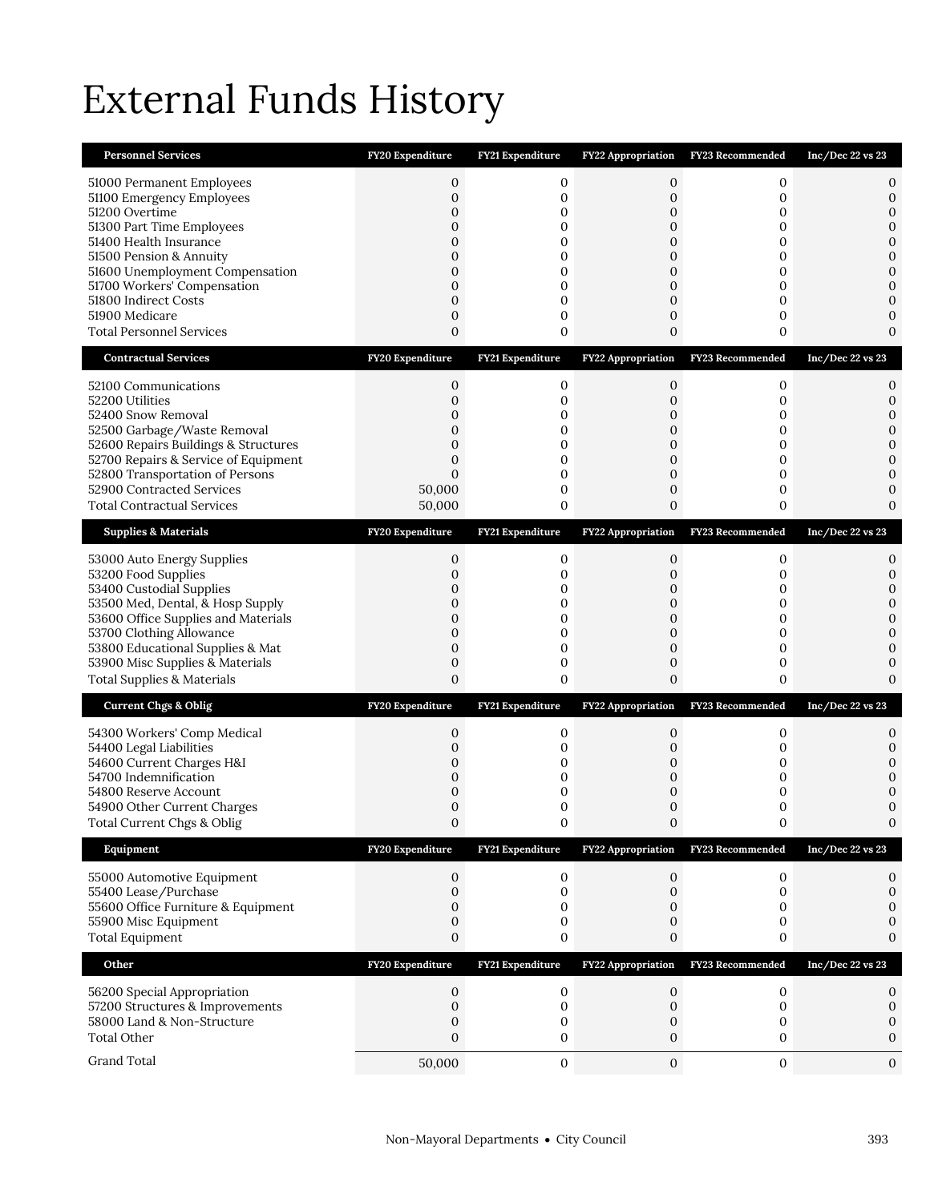# External Funds History

| Personnel Services | FY20 Expenditure | FY21 Expenditure | FY22 Appropriation | FY23 Recommended | Inc/Dec 22 vs 23 |
|---|---|---|---|---|---|
| 51000 Permanent Employees | 0 | 0 | 0 | 0 | 0 |
| 51100 Emergency Employees | 0 | 0 | 0 | 0 | 0 |
| 51200 Overtime | 0 | 0 | 0 | 0 | 0 |
| 51300 Part Time Employees | 0 | 0 | 0 | 0 | 0 |
| 51400 Health Insurance | 0 | 0 | 0 | 0 | 0 |
| 51500 Pension & Annuity | 0 | 0 | 0 | 0 | 0 |
| 51600 Unemployment Compensation | 0 | 0 | 0 | 0 | 0 |
| 51700 Workers' Compensation | 0 | 0 | 0 | 0 | 0 |
| 51800 Indirect Costs | 0 | 0 | 0 | 0 | 0 |
| 51900 Medicare | 0 | 0 | 0 | 0 | 0 |
| Total Personnel Services | 0 | 0 | 0 | 0 | 0 |

| Contractual Services | FY20 Expenditure | FY21 Expenditure | FY22 Appropriation | FY23 Recommended | Inc/Dec 22 vs 23 |
|---|---|---|---|---|---|
| 52100 Communications | 0 | 0 | 0 | 0 | 0 |
| 52200 Utilities | 0 | 0 | 0 | 0 | 0 |
| 52400 Snow Removal | 0 | 0 | 0 | 0 | 0 |
| 52500 Garbage/Waste Removal | 0 | 0 | 0 | 0 | 0 |
| 52600 Repairs Buildings & Structures | 0 | 0 | 0 | 0 | 0 |
| 52700 Repairs & Service of Equipment | 0 | 0 | 0 | 0 | 0 |
| 52800 Transportation of Persons | 0 | 0 | 0 | 0 | 0 |
| 52900 Contracted Services | 50,000 | 0 | 0 | 0 | 0 |
| Total Contractual Services | 50,000 | 0 | 0 | 0 | 0 |

| Supplies & Materials | FY20 Expenditure | FY21 Expenditure | FY22 Appropriation | FY23 Recommended | Inc/Dec 22 vs 23 |
|---|---|---|---|---|---|
| 53000 Auto Energy Supplies | 0 | 0 | 0 | 0 | 0 |
| 53200 Food Supplies | 0 | 0 | 0 | 0 | 0 |
| 53400 Custodial Supplies | 0 | 0 | 0 | 0 | 0 |
| 53500 Med, Dental, & Hosp Supply | 0 | 0 | 0 | 0 | 0 |
| 53600 Office Supplies and Materials | 0 | 0 | 0 | 0 | 0 |
| 53700 Clothing Allowance | 0 | 0 | 0 | 0 | 0 |
| 53800 Educational Supplies & Mat | 0 | 0 | 0 | 0 | 0 |
| 53900 Misc Supplies & Materials | 0 | 0 | 0 | 0 | 0 |
| Total Supplies & Materials | 0 | 0 | 0 | 0 | 0 |

| Current Chgs & Oblig | FY20 Expenditure | FY21 Expenditure | FY22 Appropriation | FY23 Recommended | Inc/Dec 22 vs 23 |
|---|---|---|---|---|---|
| 54300 Workers' Comp Medical | 0 | 0 | 0 | 0 | 0 |
| 54400 Legal Liabilities | 0 | 0 | 0 | 0 | 0 |
| 54600 Current Charges H&I | 0 | 0 | 0 | 0 | 0 |
| 54700 Indemnification | 0 | 0 | 0 | 0 | 0 |
| 54800 Reserve Account | 0 | 0 | 0 | 0 | 0 |
| 54900 Other Current Charges | 0 | 0 | 0 | 0 | 0 |
| Total Current Chgs & Oblig | 0 | 0 | 0 | 0 | 0 |

| Equipment | FY20 Expenditure | FY21 Expenditure | FY22 Appropriation | FY23 Recommended | Inc/Dec 22 vs 23 |
|---|---|---|---|---|---|
| 55000 Automotive Equipment | 0 | 0 | 0 | 0 | 0 |
| 55400 Lease/Purchase | 0 | 0 | 0 | 0 | 0 |
| 55600 Office Furniture & Equipment | 0 | 0 | 0 | 0 | 0 |
| 55900 Misc Equipment | 0 | 0 | 0 | 0 | 0 |
| Total Equipment | 0 | 0 | 0 | 0 | 0 |

| Other | FY20 Expenditure | FY21 Expenditure | FY22 Appropriation | FY23 Recommended | Inc/Dec 22 vs 23 |
|---|---|---|---|---|---|
| 56200 Special Appropriation | 0 | 0 | 0 | 0 | 0 |
| 57200 Structures & Improvements | 0 | 0 | 0 | 0 | 0 |
| 58000 Land & Non-Structure | 0 | 0 | 0 | 0 | 0 |
| Total Other | 0 | 0 | 0 | 0 | 0 |
| Grand Total | 50,000 | 0 | 0 | 0 | 0 |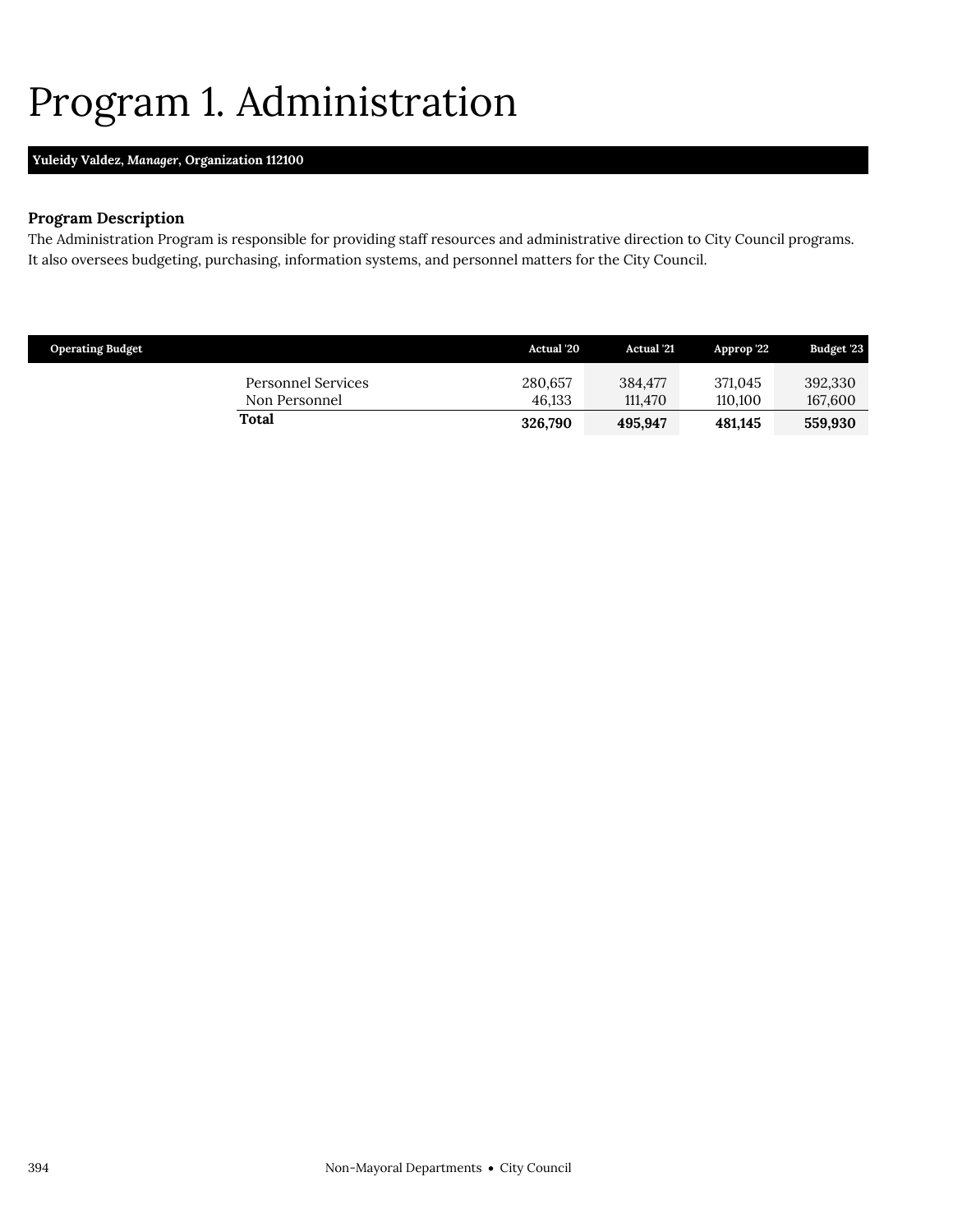# Program 1. Administration

**Yuleidy Valdez, *Manager*, Organization 112100**

### Program Description

The Administration Program is responsible for providing staff resources and administrative direction to City Council programs. It also oversees budgeting, purchasing, information systems, and personnel matters for the City Council.

| Operating Budget | Actual '20 | Actual '21 | Approp '22 | Budget '23 |
|---|---|---|---|---|
| Personnel Services | 280,657 | 384,477 | 371,045 | 392,330 |
| Non Personnel | 46,133 | 111,470 | 110,100 | 167,600 |
| **Total** | **326,790** | **495,947** | **481,145** | **559,930** |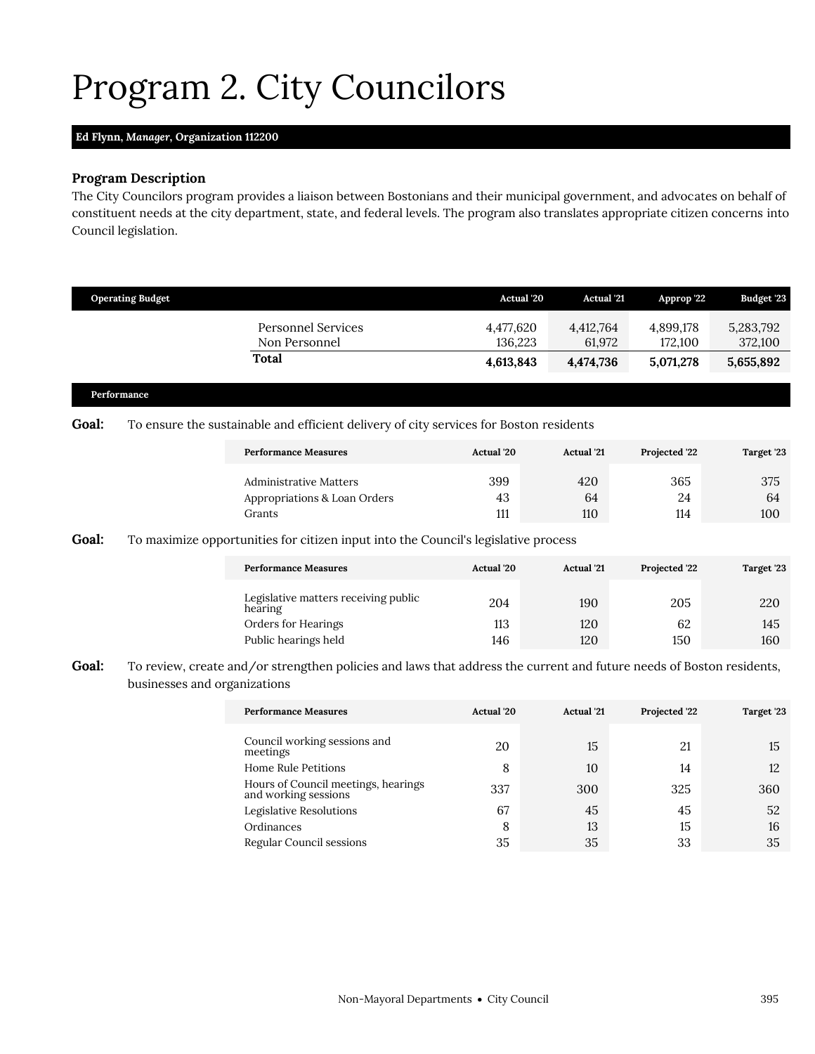# Program 2. City Councilors

**Ed Flynn, *Manager*, Organization 112200**

### Program Description

The City Councilors program provides a liaison between Bostonians and their municipal government, and advocates on behalf of constituent needs at the city department, state, and federal levels. The program also translates appropriate citizen concerns into Council legislation.

| Operating Budget | Actual '20 | Actual '21 | Approp '22 | Budget '23 |
|---|---|---|---|---|
| Personnel Services | 4,477,620 | 4,412,764 | 4,899,178 | 5,283,792 |
| Non Personnel | 136,223 | 61,972 | 172,100 | 372,100 |
| **Total** | **4,613,843** | **4,474,736** | **5,071,278** | **5,655,892** |

### Performance

**Goal:** To ensure the sustainable and efficient delivery of city services for Boston residents

| Performance Measures | Actual '20 | Actual '21 | Projected '22 | Target '23 |
|---|---|---|---|---|
| Administrative Matters | 399 | 420 | 365 | 375 |
| Appropriations & Loan Orders | 43 | 64 | 24 | 64 |
| Grants | 111 | 110 | 114 | 100 |

**Goal:** To maximize opportunities for citizen input into the Council's legislative process

| Performance Measures | Actual '20 | Actual '21 | Projected '22 | Target '23 |
|---|---|---|---|---|
| Legislative matters receiving public hearing | 204 | 190 | 205 | 220 |
| Orders for Hearings | 113 | 120 | 62 | 145 |
| Public hearings held | 146 | 120 | 150 | 160 |

**Goal:** To review, create and/or strengthen policies and laws that address the current and future needs of Boston residents, businesses and organizations

| Performance Measures | Actual '20 | Actual '21 | Projected '22 | Target '23 |
|---|---|---|---|---|
| Council working sessions and meetings | 20 | 15 | 21 | 15 |
| Home Rule Petitions | 8 | 10 | 14 | 12 |
| Hours of Council meetings, hearings and working sessions | 337 | 300 | 325 | 360 |
| Legislative Resolutions | 67 | 45 | 45 | 52 |
| Ordinances | 8 | 13 | 15 | 16 |
| Regular Council sessions | 35 | 35 | 33 | 35 |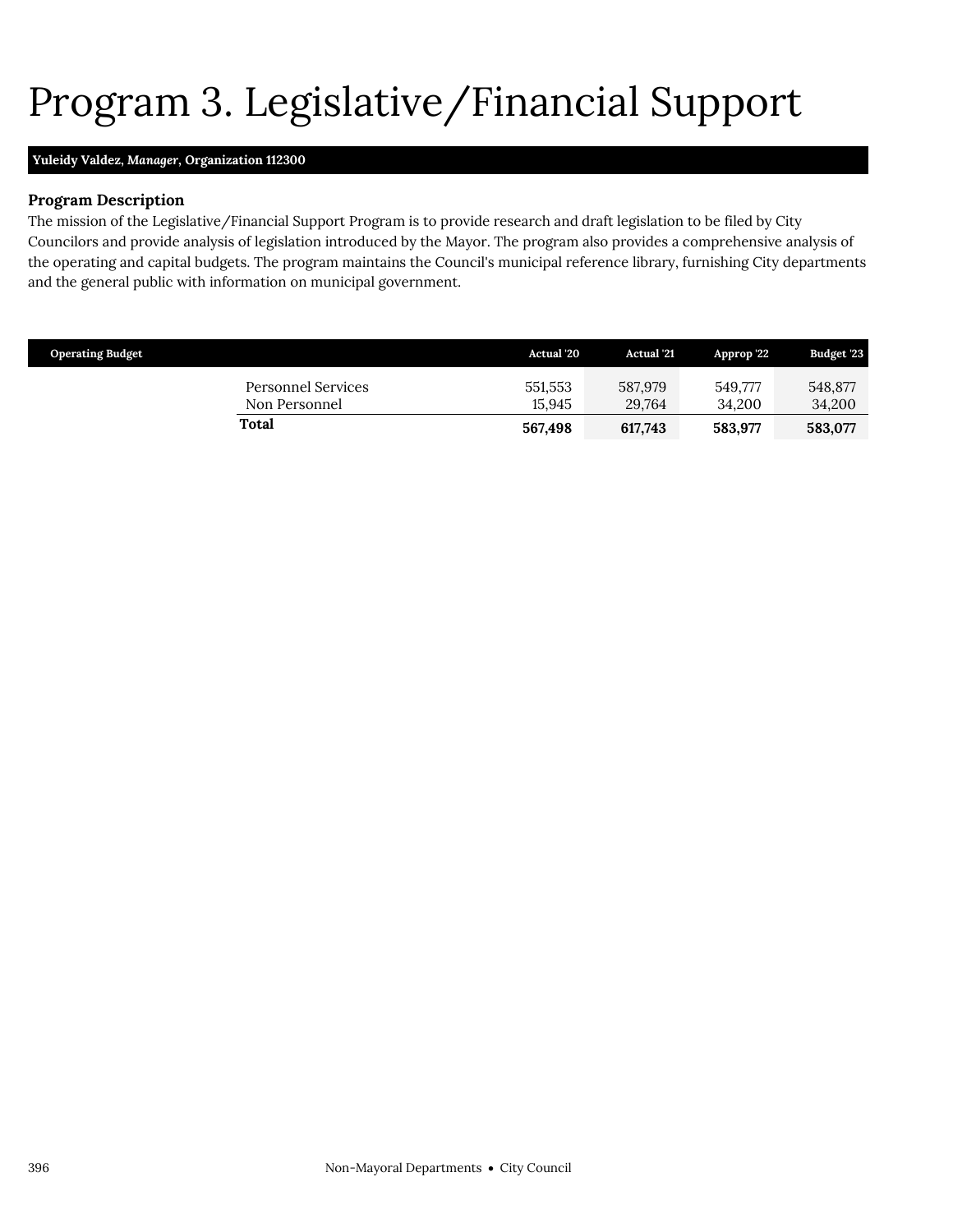# Program 3. Legislative/Financial Support

**Yuleidy Valdez, *Manager*, Organization 112300**

### Program Description

The mission of the Legislative/Financial Support Program is to provide research and draft legislation to be filed by City Councilors and provide analysis of legislation introduced by the Mayor. The program also provides a comprehensive analysis of the operating and capital budgets. The program maintains the Council's municipal reference library, furnishing City departments and the general public with information on municipal government.

| Operating Budget | Actual '20 | Actual '21 | Approp '22 | Budget '23 |
|---|---|---|---|---|
| Personnel Services | 551,553 | 587,979 | 549,777 | 548,877 |
| Non Personnel | 15,945 | 29,764 | 34,200 | 34,200 |
| **Total** | **567,498** | **617,743** | **583,977** | **583,077** |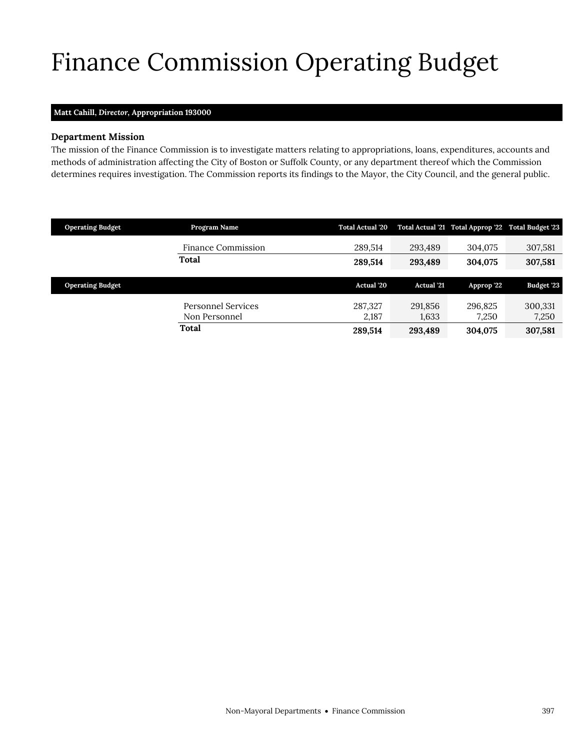# Finance Commission Operating Budget

**Matt Cahill, *Director*, Appropriation 193000**

### Department Mission

The mission of the Finance Commission is to investigate matters relating to appropriations, loans, expenditures, accounts and methods of administration affecting the City of Boston or Suffolk County, or any department thereof which the Commission determines requires investigation. The Commission reports its findings to the Mayor, the City Council, and the general public.

| Operating Budget | Program Name | Total Actual '20 | Total Actual '21 | Total Approp '22 | Total Budget '23 |
|---|---|---|---|---|---|
| | Finance Commission | 289,514 | 293,489 | 304,075 | 307,581 |
| | **Total** | **289,514** | **293,489** | **304,075** | **307,581** |

| Operating Budget | | Actual '20 | Actual '21 | Approp '22 | Budget '23 |
|---|---|---|---|---|---|
| | Personnel Services | 287,327 | 291,856 | 296,825 | 300,331 |
| | Non Personnel | 2,187 | 1,633 | 7,250 | 7,250 |
| | **Total** | **289,514** | **293,489** | **304,075** | **307,581** |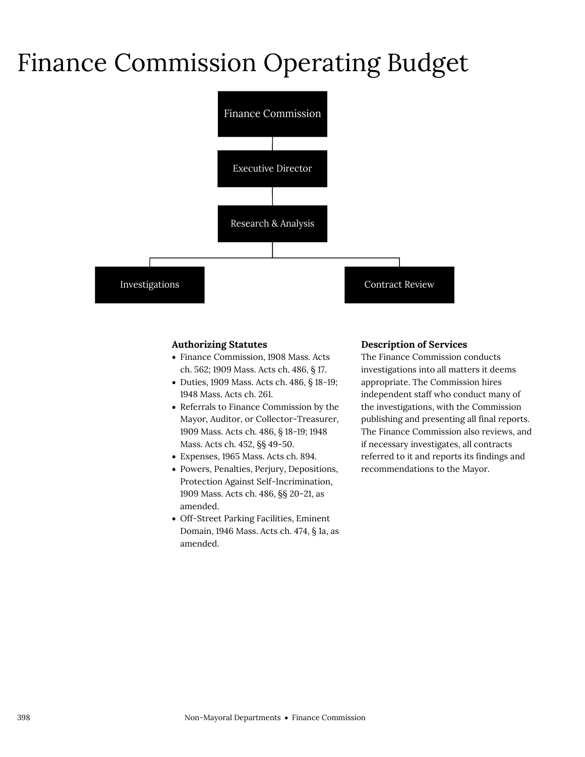# Finance Commission Operating Budget

Finance Commission

Executive Director

Research & Analysis

Investigations

Contract Review

**Authorizing Statutes**

- Finance Commission, 1908 Mass. Acts ch. 562; 1909 Mass. Acts ch. 486, § 17.
- Duties, 1909 Mass. Acts ch. 486, § 18-19; 1948 Mass. Acts ch. 261.
- Referrals to Finance Commission by the Mayor, Auditor, or Collector-Treasurer, 1909 Mass. Acts ch. 486, § 18-19; 1948 Mass. Acts ch. 452, §§ 49-50.
- Expenses, 1965 Mass. Acts ch. 894.
- Powers, Penalties, Perjury, Depositions, Protection Against Self-Incrimination, 1909 Mass. Acts ch. 486, §§ 20-21, as amended.
- Off-Street Parking Facilities, Eminent Domain, 1946 Mass. Acts ch. 474, § 1a, as amended.

**Description of Services**

The Finance Commission conducts investigations into all matters it deems appropriate. The Commission hires independent staff who conduct many of the investigations, with the Commission publishing and presenting all final reports. The Finance Commission also reviews, and if necessary investigates, all contracts referred to it and reports its findings and recommendations to the Mayor.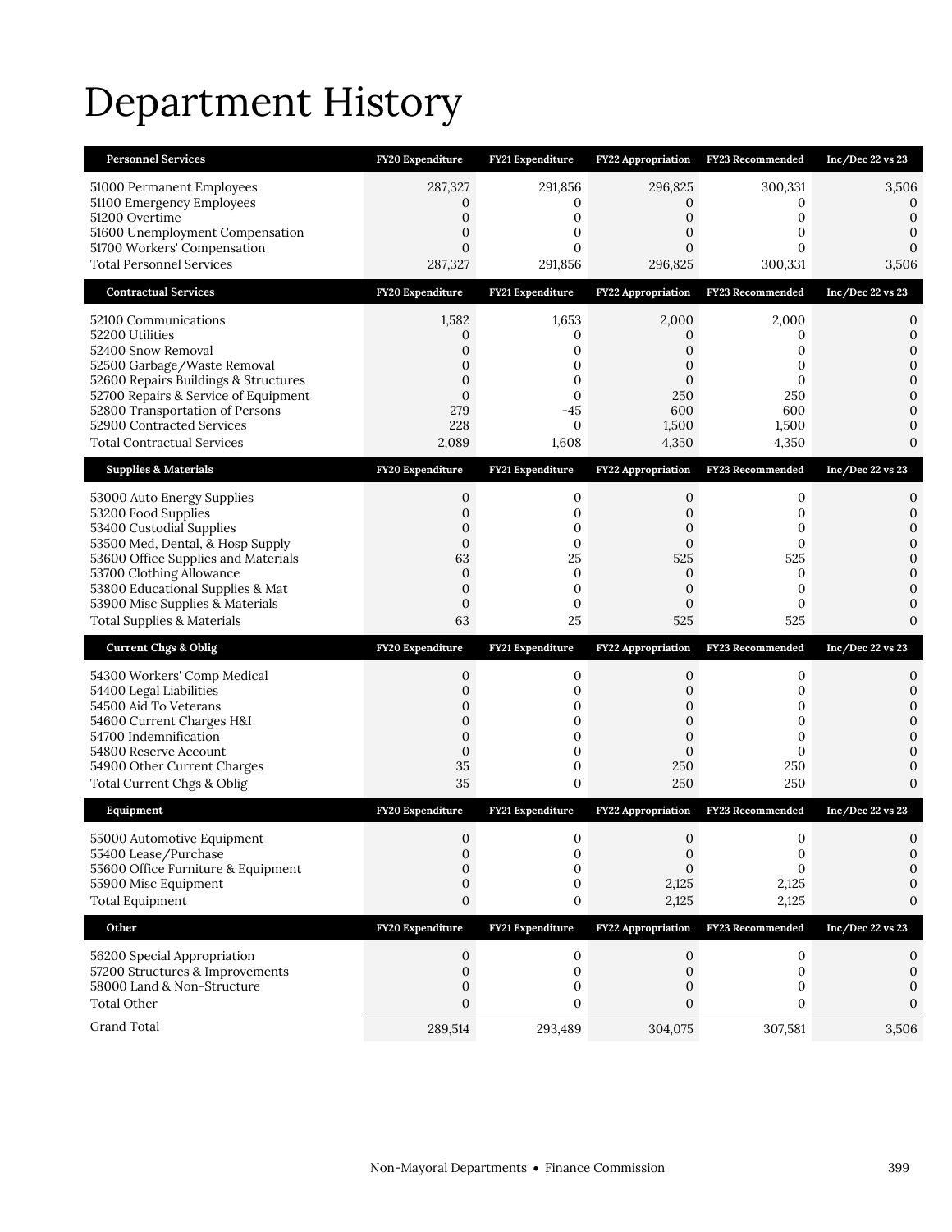# Department History

| Personnel Services | FY20 Expenditure | FY21 Expenditure | FY22 Appropriation | FY23 Recommended | Inc/Dec 22 vs 23 |
|---|---|---|---|---|---|
| 51000 Permanent Employees | 287,327 | 291,856 | 296,825 | 300,331 | 3,506 |
| 51100 Emergency Employees | 0 | 0 | 0 | 0 | 0 |
| 51200 Overtime | 0 | 0 | 0 | 0 | 0 |
| 51600 Unemployment Compensation | 0 | 0 | 0 | 0 | 0 |
| 51700 Workers' Compensation | 0 | 0 | 0 | 0 | 0 |
| Total Personnel Services | 287,327 | 291,856 | 296,825 | 300,331 | 3,506 |

| Contractual Services | FY20 Expenditure | FY21 Expenditure | FY22 Appropriation | FY23 Recommended | Inc/Dec 22 vs 23 |
|---|---|---|---|---|---|
| 52100 Communications | 1,582 | 1,653 | 2,000 | 2,000 | 0 |
| 52200 Utilities | 0 | 0 | 0 | 0 | 0 |
| 52400 Snow Removal | 0 | 0 | 0 | 0 | 0 |
| 52500 Garbage/Waste Removal | 0 | 0 | 0 | 0 | 0 |
| 52600 Repairs Buildings & Structures | 0 | 0 | 0 | 0 | 0 |
| 52700 Repairs & Service of Equipment | 0 | 0 | 250 | 250 | 0 |
| 52800 Transportation of Persons | 279 | -45 | 600 | 600 | 0 |
| 52900 Contracted Services | 228 | 0 | 1,500 | 1,500 | 0 |
| Total Contractual Services | 2,089 | 1,608 | 4,350 | 4,350 | 0 |

| Supplies & Materials | FY20 Expenditure | FY21 Expenditure | FY22 Appropriation | FY23 Recommended | Inc/Dec 22 vs 23 |
|---|---|---|---|---|---|
| 53000 Auto Energy Supplies | 0 | 0 | 0 | 0 | 0 |
| 53200 Food Supplies | 0 | 0 | 0 | 0 | 0 |
| 53400 Custodial Supplies | 0 | 0 | 0 | 0 | 0 |
| 53500 Med, Dental, & Hosp Supply | 0 | 0 | 0 | 0 | 0 |
| 53600 Office Supplies and Materials | 63 | 25 | 525 | 525 | 0 |
| 53700 Clothing Allowance | 0 | 0 | 0 | 0 | 0 |
| 53800 Educational Supplies & Mat | 0 | 0 | 0 | 0 | 0 |
| 53900 Misc Supplies & Materials | 0 | 0 | 0 | 0 | 0 |
| Total Supplies & Materials | 63 | 25 | 525 | 525 | 0 |

| Current Chgs & Oblig | FY20 Expenditure | FY21 Expenditure | FY22 Appropriation | FY23 Recommended | Inc/Dec 22 vs 23 |
|---|---|---|---|---|---|
| 54300 Workers' Comp Medical | 0 | 0 | 0 | 0 | 0 |
| 54400 Legal Liabilities | 0 | 0 | 0 | 0 | 0 |
| 54500 Aid To Veterans | 0 | 0 | 0 | 0 | 0 |
| 54600 Current Charges H&I | 0 | 0 | 0 | 0 | 0 |
| 54700 Indemnification | 0 | 0 | 0 | 0 | 0 |
| 54800 Reserve Account | 0 | 0 | 0 | 0 | 0 |
| 54900 Other Current Charges | 35 | 0 | 250 | 250 | 0 |
| Total Current Chgs & Oblig | 35 | 0 | 250 | 250 | 0 |

| Equipment | FY20 Expenditure | FY21 Expenditure | FY22 Appropriation | FY23 Recommended | Inc/Dec 22 vs 23 |
|---|---|---|---|---|---|
| 55000 Automotive Equipment | 0 | 0 | 0 | 0 | 0 |
| 55400 Lease/Purchase | 0 | 0 | 0 | 0 | 0 |
| 55600 Office Furniture & Equipment | 0 | 0 | 0 | 0 | 0 |
| 55900 Misc Equipment | 0 | 0 | 2,125 | 2,125 | 0 |
| Total Equipment | 0 | 0 | 2,125 | 2,125 | 0 |

| Other | FY20 Expenditure | FY21 Expenditure | FY22 Appropriation | FY23 Recommended | Inc/Dec 22 vs 23 |
|---|---|---|---|---|---|
| 56200 Special Appropriation | 0 | 0 | 0 | 0 | 0 |
| 57200 Structures & Improvements | 0 | 0 | 0 | 0 | 0 |
| 58000 Land & Non-Structure | 0 | 0 | 0 | 0 | 0 |
| Total Other | 0 | 0 | 0 | 0 | 0 |
| Grand Total | 289,514 | 293,489 | 304,075 | 307,581 | 3,506 |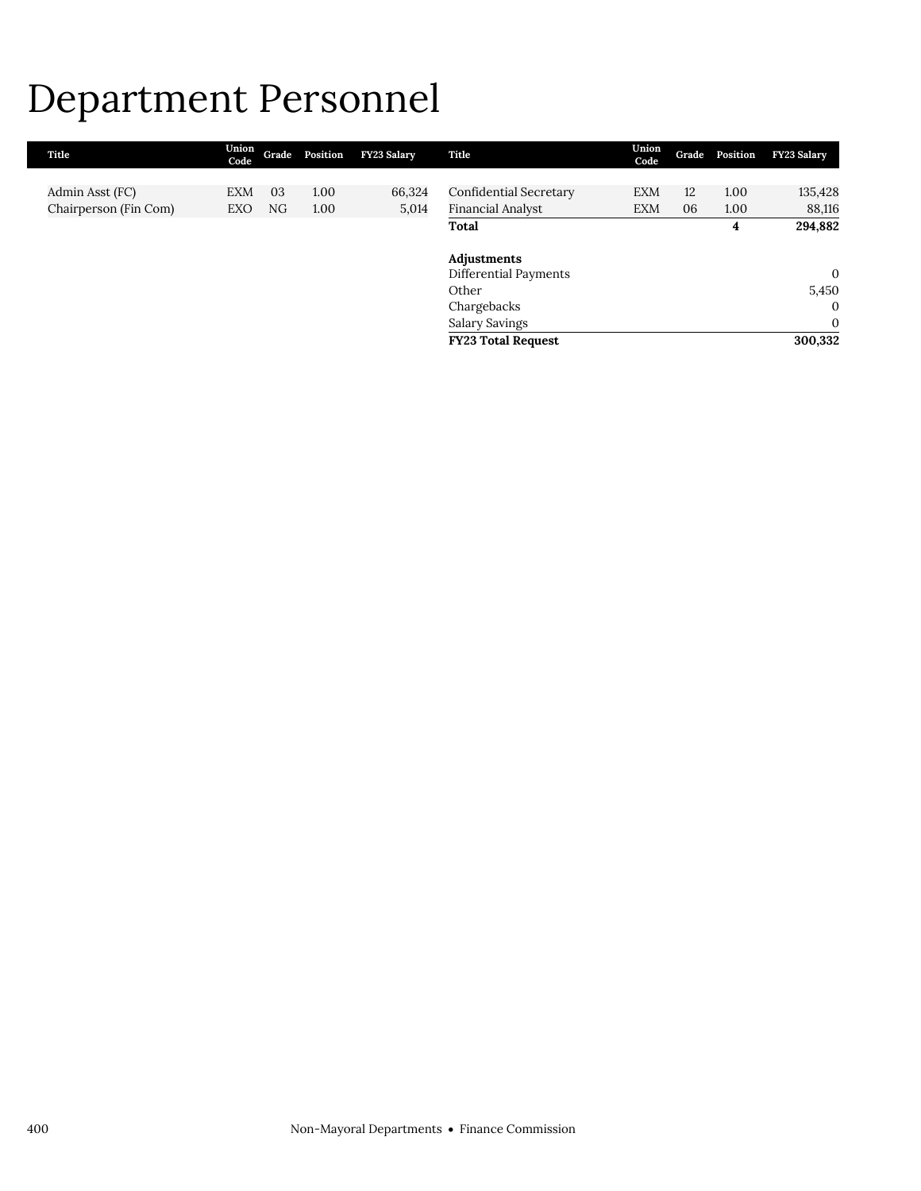# Department Personnel

| Title | Union Code | Grade | Position | FY23 Salary |
|---|---|---|---|---|
| Admin Asst (FC) | EXM | 03 | 1.00 | 66,324 |
| Chairperson (Fin Com) | EXO | NG | 1.00 | 5,014 |
| Confidential Secretary | EXM | 12 | 1.00 | 135,428 |
| Financial Analyst | EXM | 06 | 1.00 | 88,116 |
| **Total** | | | **4** | **294,882** |

| **Adjustments** | |
|---|---|
| Differential Payments | 0 |
| Other | 5,450 |
| Chargebacks | 0 |
| Salary Savings | 0 |
| **FY23 Total Request** | **300,332** |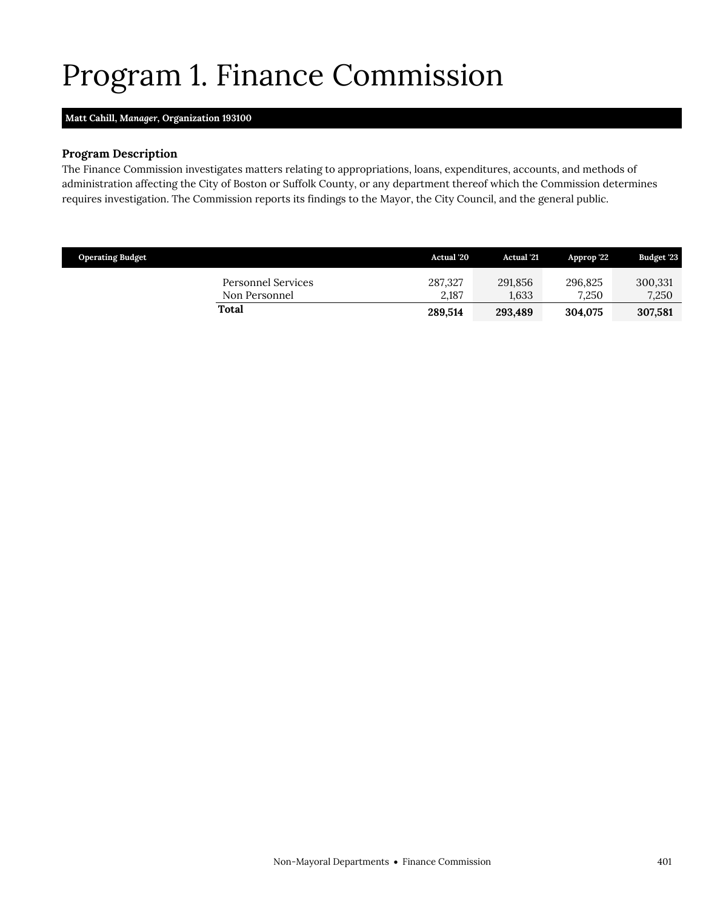# Program 1. Finance Commission

**Matt Cahill, *Manager*, Organization 193100**

### Program Description

The Finance Commission investigates matters relating to appropriations, loans, expenditures, accounts, and methods of administration affecting the City of Boston or Suffolk County, or any department thereof which the Commission determines requires investigation. The Commission reports its findings to the Mayor, the City Council, and the general public.

| Operating Budget | Actual '20 | Actual '21 | Approp '22 | Budget '23 |
|---|---|---|---|---|
| Personnel Services | 287,327 | 291,856 | 296,825 | 300,331 |
| Non Personnel | 2,187 | 1,633 | 7,250 | 7,250 |
| **Total** | **289,514** | **293,489** | **304,075** | **307,581** |